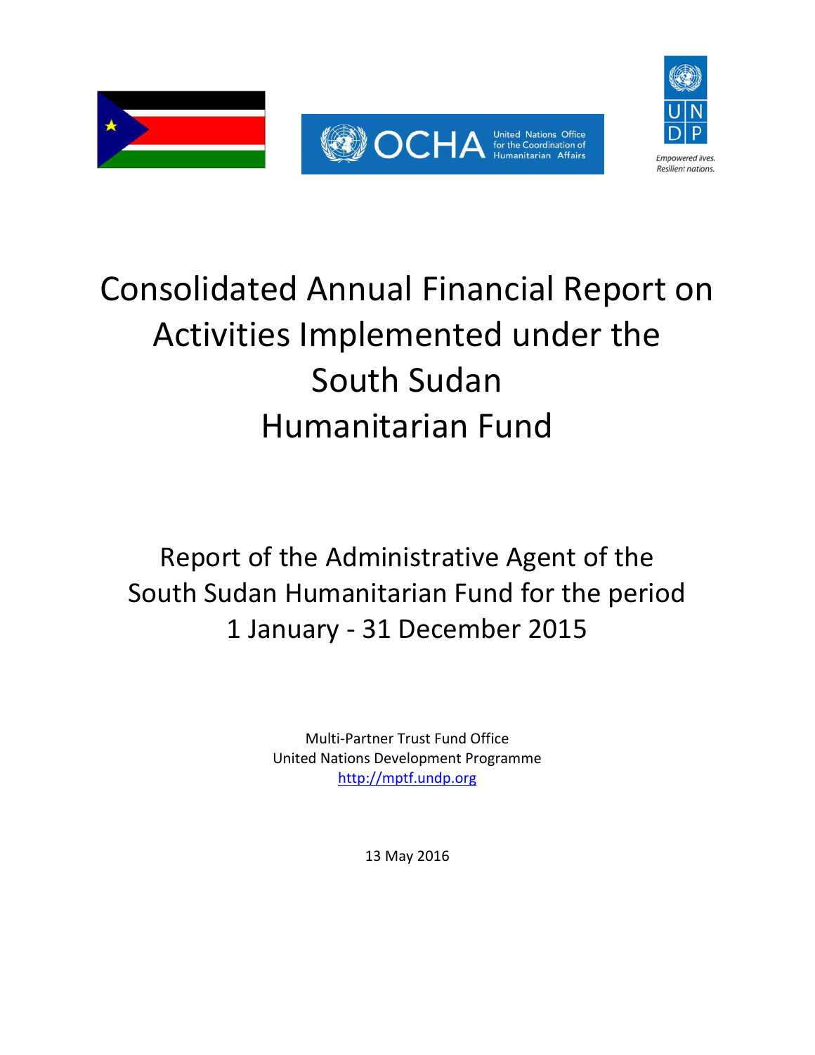United Nations Office for the Coordination of Humanitarian Affairs

Empowered lives. Resilient nations.

# Consolidated Annual Financial Report on Activities Implemented under the South Sudan Humanitarian Fund

## Report of the Administrative Agent of the South Sudan Humanitarian Fund for the period 1 January - 31 December 2015

Multi-Partner Trust Fund Office
United Nations Development Programme
http://mptf.undp.org

13 May 2016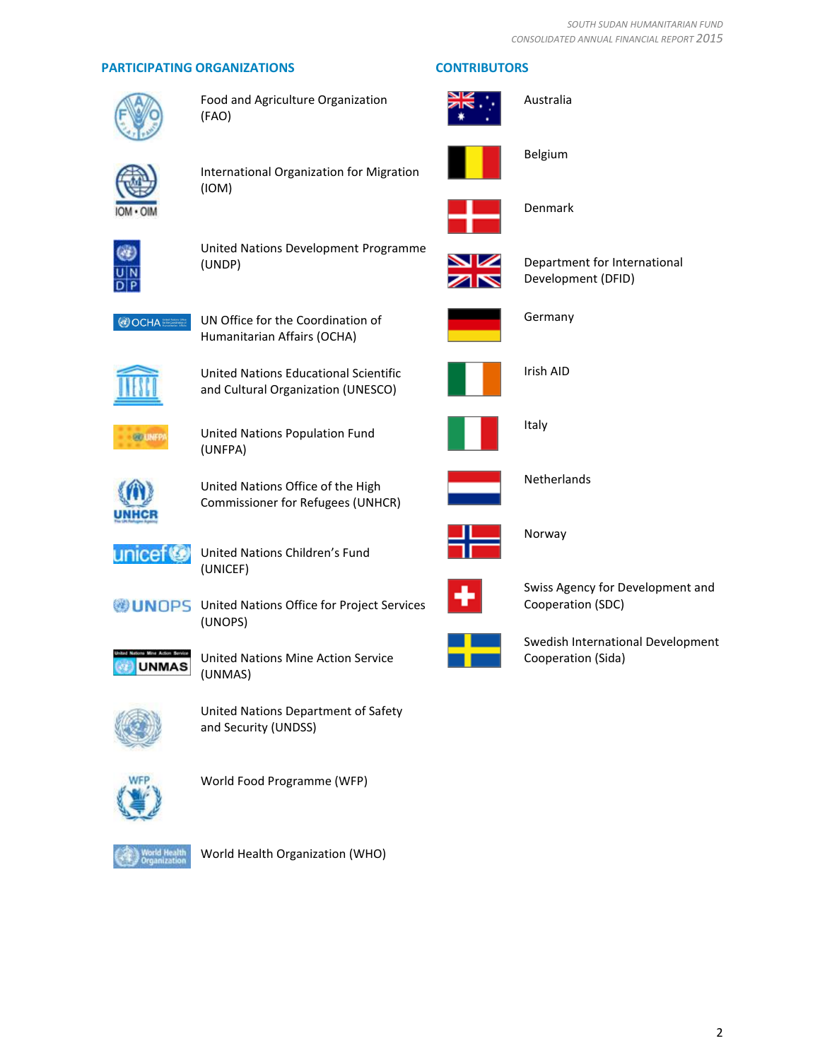## PARTICIPATING ORGANIZATIONS

- Food and Agriculture Organization (FAO)
- International Organization for Migration (IOM)
- United Nations Development Programme (UNDP)
- UN Office for the Coordination of Humanitarian Affairs (OCHA)
- United Nations Educational Scientific and Cultural Organization (UNESCO)
- United Nations Population Fund (UNFPA)
- United Nations Office of the High Commissioner for Refugees (UNHCR)
- United Nations Children's Fund (UNICEF)
- United Nations Office for Project Services (UNOPS)
- United Nations Mine Action Service (UNMAS)
- United Nations Department of Safety and Security (UNDSS)
- World Food Programme (WFP)
- World Health Organization (WHO)

## CONTRIBUTORS

- Australia
- Belgium
- Denmark
- Department for International Development (DFID)
- Germany
- Irish AID
- Italy
- Netherlands
- Norway
- Swiss Agency for Development and Cooperation (SDC)
- Swedish International Development Cooperation (Sida)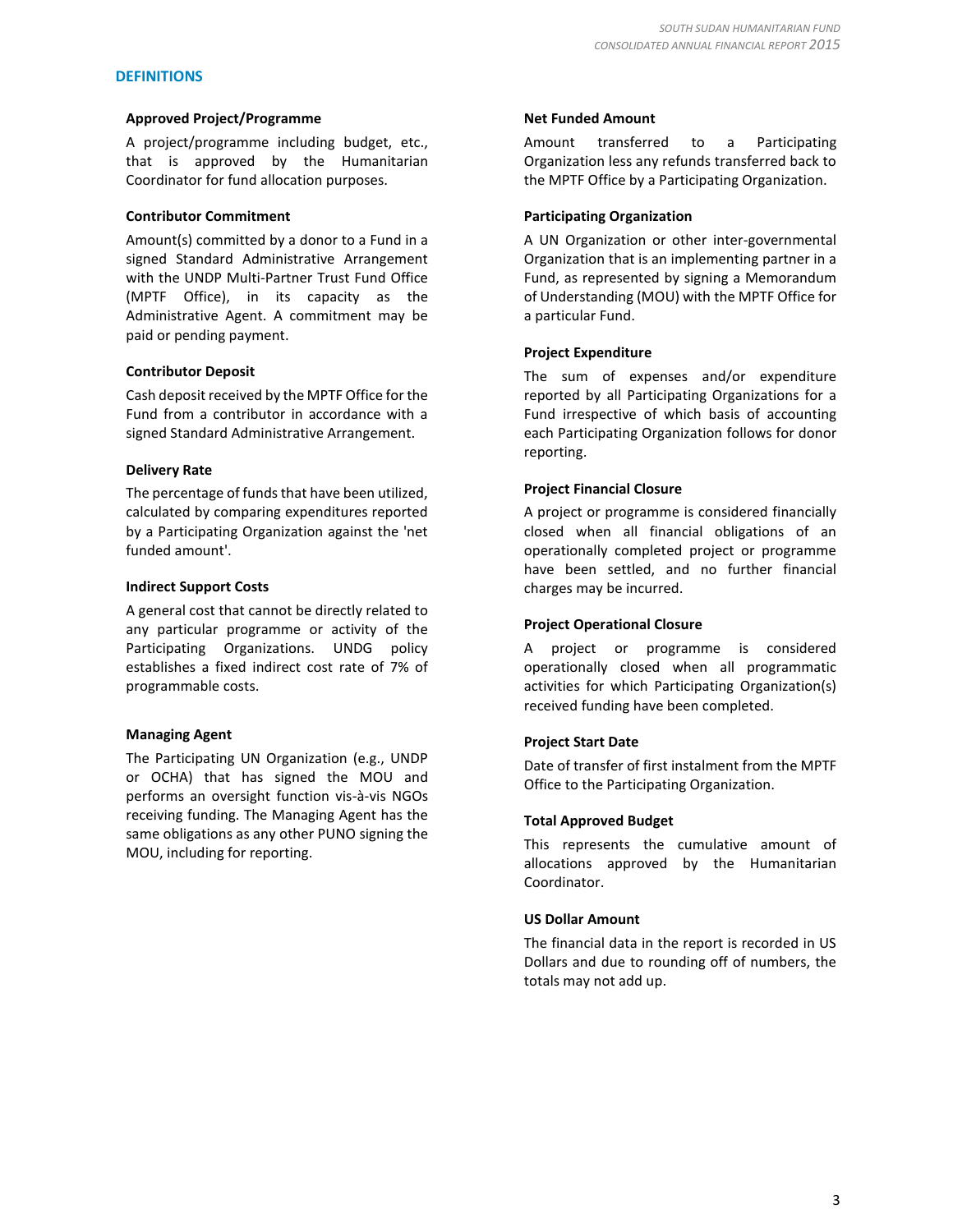## DEFINITIONS

### Approved Project/Programme

A project/programme including budget, etc., that is approved by the Humanitarian Coordinator for fund allocation purposes.

### Contributor Commitment

Amount(s) committed by a donor to a Fund in a signed Standard Administrative Arrangement with the UNDP Multi-Partner Trust Fund Office (MPTF Office), in its capacity as the Administrative Agent. A commitment may be paid or pending payment.

### Contributor Deposit

Cash deposit received by the MPTF Office for the Fund from a contributor in accordance with a signed Standard Administrative Arrangement.

### Delivery Rate

The percentage of funds that have been utilized, calculated by comparing expenditures reported by a Participating Organization against the 'net funded amount'.

### Indirect Support Costs

A general cost that cannot be directly related to any particular programme or activity of the Participating Organizations. UNDG policy establishes a fixed indirect cost rate of 7% of programmable costs.

### Managing Agent

The Participating UN Organization (e.g., UNDP or OCHA) that has signed the MOU and performs an oversight function vis-à-vis NGOs receiving funding. The Managing Agent has the same obligations as any other PUNO signing the MOU, including for reporting.

### Net Funded Amount

Amount transferred to a Participating Organization less any refunds transferred back to the MPTF Office by a Participating Organization.

### Participating Organization

A UN Organization or other inter-governmental Organization that is an implementing partner in a Fund, as represented by signing a Memorandum of Understanding (MOU) with the MPTF Office for a particular Fund.

### Project Expenditure

The sum of expenses and/or expenditure reported by all Participating Organizations for a Fund irrespective of which basis of accounting each Participating Organization follows for donor reporting.

### Project Financial Closure

A project or programme is considered financially closed when all financial obligations of an operationally completed project or programme have been settled, and no further financial charges may be incurred.

### Project Operational Closure

A project or programme is considered operationally closed when all programmatic activities for which Participating Organization(s) received funding have been completed.

### Project Start Date

Date of transfer of first instalment from the MPTF Office to the Participating Organization.

### Total Approved Budget

This represents the cumulative amount of allocations approved by the Humanitarian Coordinator.

### US Dollar Amount

The financial data in the report is recorded in US Dollars and due to rounding off of numbers, the totals may not add up.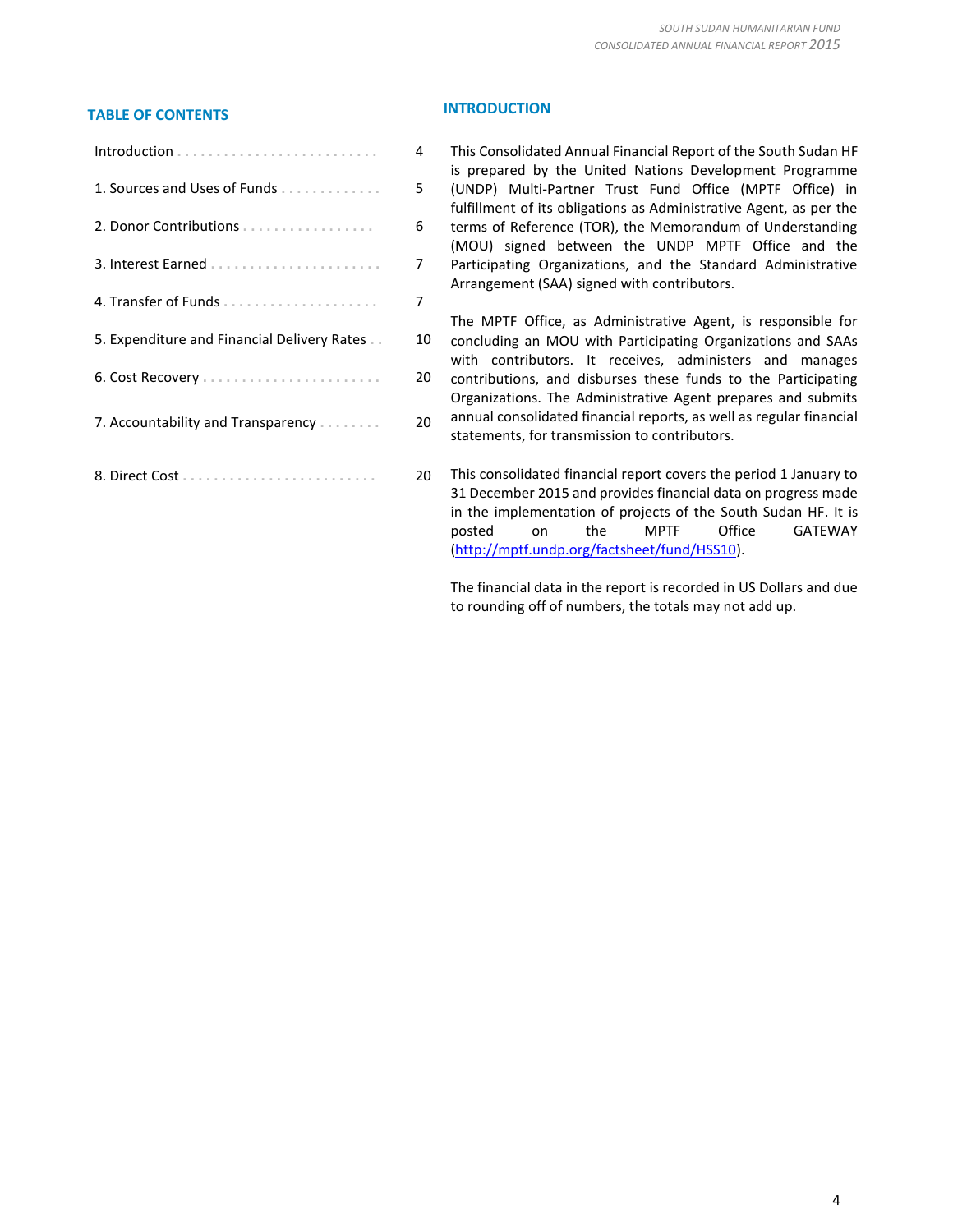## TABLE OF CONTENTS

| | |
|---|---|
| Introduction | 4 |
| 1. Sources and Uses of Funds | 5 |
| 2. Donor Contributions | 6 |
| 3. Interest Earned | 7 |
| 4. Transfer of Funds | 7 |
| 5. Expenditure and Financial Delivery Rates | 10 |
| 6. Cost Recovery | 20 |
| 7. Accountability and Transparency | 20 |
| 8. Direct Cost | 20 |

## INTRODUCTION

This Consolidated Annual Financial Report of the South Sudan HF is prepared by the United Nations Development Programme (UNDP) Multi-Partner Trust Fund Office (MPTF Office) in fulfillment of its obligations as Administrative Agent, as per the terms of Reference (TOR), the Memorandum of Understanding (MOU) signed between the UNDP MPTF Office and the Participating Organizations, and the Standard Administrative Arrangement (SAA) signed with contributors.

The MPTF Office, as Administrative Agent, is responsible for concluding an MOU with Participating Organizations and SAAs with contributors. It receives, administers and manages contributions, and disburses these funds to the Participating Organizations. The Administrative Agent prepares and submits annual consolidated financial reports, as well as regular financial statements, for transmission to contributors.

This consolidated financial report covers the period 1 January to 31 December 2015 and provides financial data on progress made in the implementation of projects of the South Sudan HF. It is posted on the MPTF Office GATEWAY (http://mptf.undp.org/factsheet/fund/HSS10).

The financial data in the report is recorded in US Dollars and due to rounding off of numbers, the totals may not add up.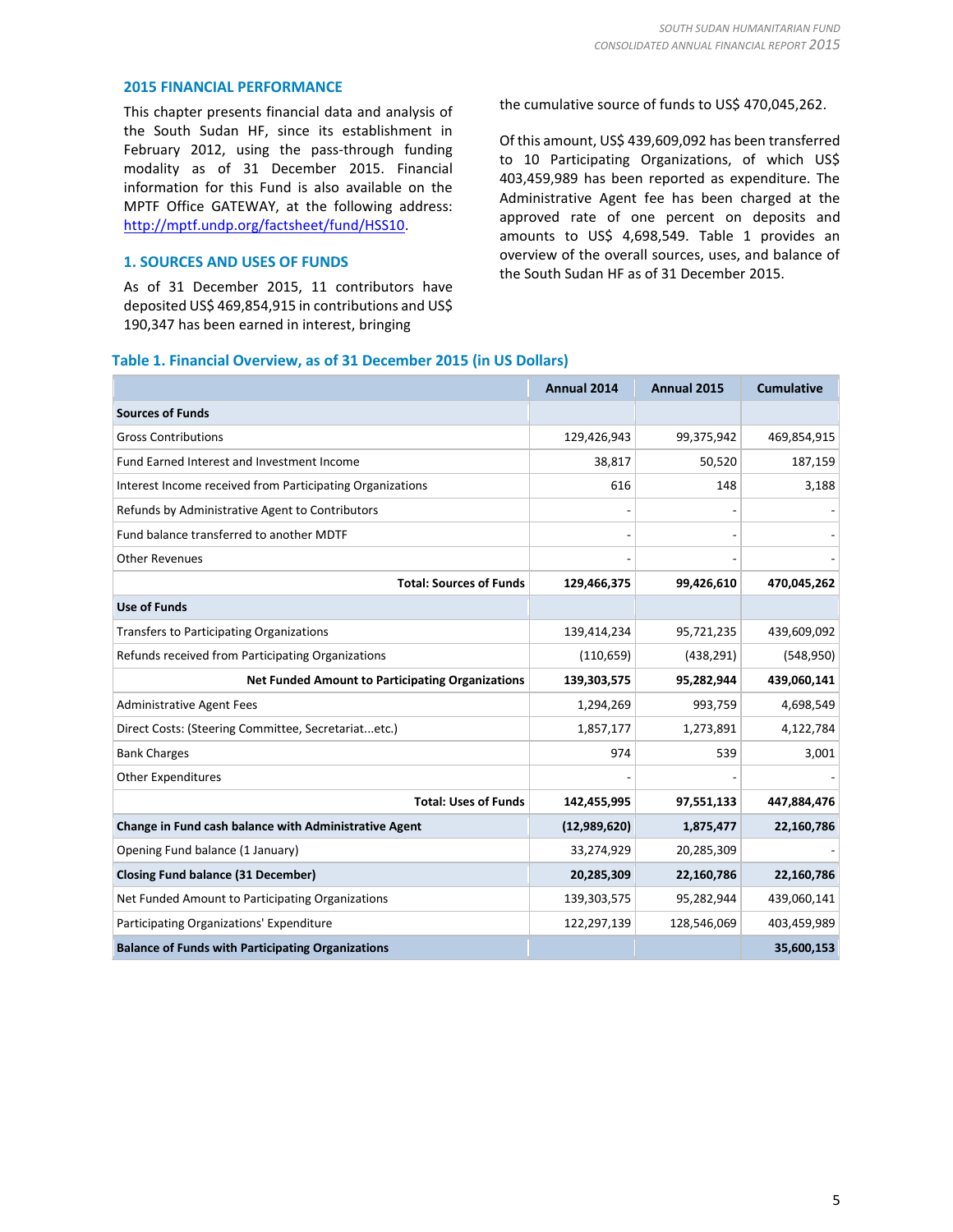## 2015 FINANCIAL PERFORMANCE

This chapter presents financial data and analysis of the South Sudan HF, since its establishment in February 2012, using the pass-through funding modality as of 31 December 2015. Financial information for this Fund is also available on the MPTF Office GATEWAY, at the following address: [http://mptf.undp.org/factsheet/fund/HSS10](http://mptf.undp.org/factsheet/fund/HSS10).

### 1. SOURCES AND USES OF FUNDS

As of 31 December 2015, 11 contributors have deposited US$ 469,854,915 in contributions and US$ 190,347 has been earned in interest, bringing the cumulative source of funds to US$ 470,045,262.

Of this amount, US$ 439,609,092 has been transferred to 10 Participating Organizations, of which US$ 403,459,989 has been reported as expenditure. The Administrative Agent fee has been charged at the approved rate of one percent on deposits and amounts to US$ 4,698,549. Table 1 provides an overview of the overall sources, uses, and balance of the South Sudan HF as of 31 December 2015.

**Table 1. Financial Overview, as of 31 December 2015 (in US Dollars)**

| | Annual 2014 | Annual 2015 | Cumulative |
|---|---|---|---|
| **Sources of Funds** | | | |
| Gross Contributions | 129,426,943 | 99,375,942 | 469,854,915 |
| Fund Earned Interest and Investment Income | 38,817 | 50,520 | 187,159 |
| Interest Income received from Participating Organizations | 616 | 148 | 3,188 |
| Refunds by Administrative Agent to Contributors | - | - | - |
| Fund balance transferred to another MDTF | - | - | - |
| Other Revenues | - | - | - |
| **Total: Sources of Funds** | **129,466,375** | **99,426,610** | **470,045,262** |
| **Use of Funds** | | | |
| Transfers to Participating Organizations | 139,414,234 | 95,721,235 | 439,609,092 |
| Refunds received from Participating Organizations | (110,659) | (438,291) | (548,950) |
| **Net Funded Amount to Participating Organizations** | **139,303,575** | **95,282,944** | **439,060,141** |
| Administrative Agent Fees | 1,294,269 | 993,759 | 4,698,549 |
| Direct Costs: (Steering Committee, Secretariat...etc.) | 1,857,177 | 1,273,891 | 4,122,784 |
| Bank Charges | 974 | 539 | 3,001 |
| Other Expenditures | - | - | - |
| **Total: Uses of Funds** | **142,455,995** | **97,551,133** | **447,884,476** |
| **Change in Fund cash balance with Administrative Agent** | **(12,989,620)** | **1,875,477** | **22,160,786** |
| Opening Fund balance (1 January) | 33,274,929 | 20,285,309 | - |
| **Closing Fund balance (31 December)** | **20,285,309** | **22,160,786** | **22,160,786** |
| Net Funded Amount to Participating Organizations | 139,303,575 | 95,282,944 | 439,060,141 |
| Participating Organizations' Expenditure | 122,297,139 | 128,546,069 | 403,459,989 |
| **Balance of Funds with Participating Organizations** | | | **35,600,153** |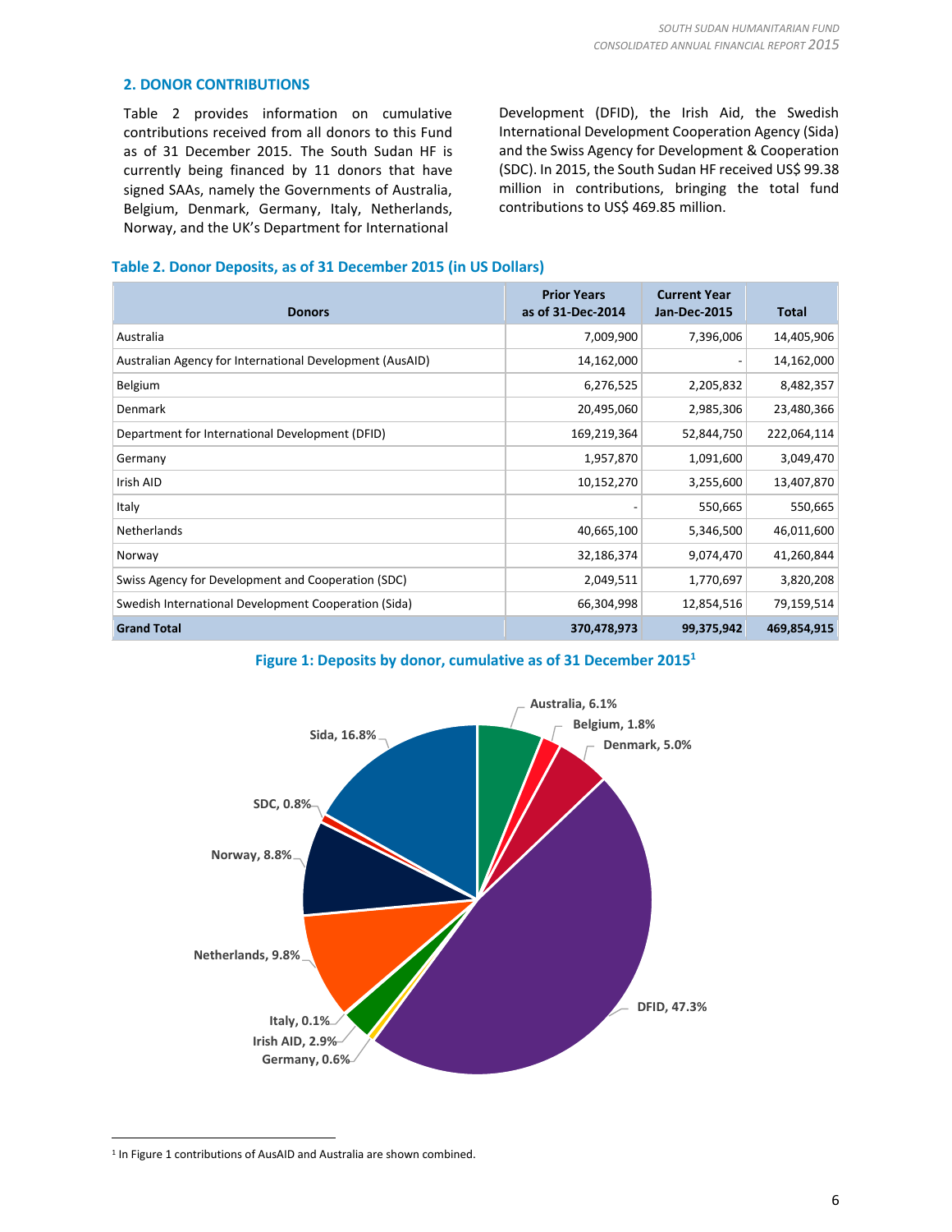## 2. DONOR CONTRIBUTIONS

Table 2 provides information on cumulative contributions received from all donors to this Fund as of 31 December 2015. The South Sudan HF is currently being financed by 11 donors that have signed SAAs, namely the Governments of Australia, Belgium, Denmark, Germany, Italy, Netherlands, Norway, and the UK's Department for International Development (DFID), the Irish Aid, the Swedish International Development Cooperation Agency (Sida) and the Swiss Agency for Development & Cooperation (SDC). In 2015, the South Sudan HF received US$ 99.38 million in contributions, bringing the total fund contributions to US$ 469.85 million.

**Table 2. Donor Deposits, as of 31 December 2015 (in US Dollars)**

| Donors | Prior Years as of 31-Dec-2014 | Current Year Jan-Dec-2015 | Total |
|---|---:|---:|---:|
| Australia | 7,009,900 | 7,396,006 | 14,405,906 |
| Australian Agency for International Development (AusAID) | 14,162,000 | - | 14,162,000 |
| Belgium | 6,276,525 | 2,205,832 | 8,482,357 |
| Denmark | 20,495,060 | 2,985,306 | 23,480,366 |
| Department for International Development (DFID) | 169,219,364 | 52,844,750 | 222,064,114 |
| Germany | 1,957,870 | 1,091,600 | 3,049,470 |
| Irish AID | 10,152,270 | 3,255,600 | 13,407,870 |
| Italy | - | 550,665 | 550,665 |
| Netherlands | 40,665,100 | 5,346,500 | 46,011,600 |
| Norway | 32,186,374 | 9,074,470 | 41,260,844 |
| Swiss Agency for Development and Cooperation (SDC) | 2,049,511 | 1,770,697 | 3,820,208 |
| Swedish International Development Cooperation (Sida) | 66,304,998 | 12,854,516 | 79,159,514 |
| **Grand Total** | **370,478,973** | **99,375,942** | **469,854,915** |

**Figure 1: Deposits by donor, cumulative as of 31 December 2015**[1]

Australia, 6.1%; Belgium, 1.8%; Denmark, 5.0%; DFID, 47.3%; Germany, 0.6%; Irish AID, 2.9%; Italy, 0.1%; Netherlands, 9.8%; Norway, 8.8%; SDC, 0.8%; Sida, 16.8%

[1] In Figure 1 contributions of AusAID and Australia are shown combined.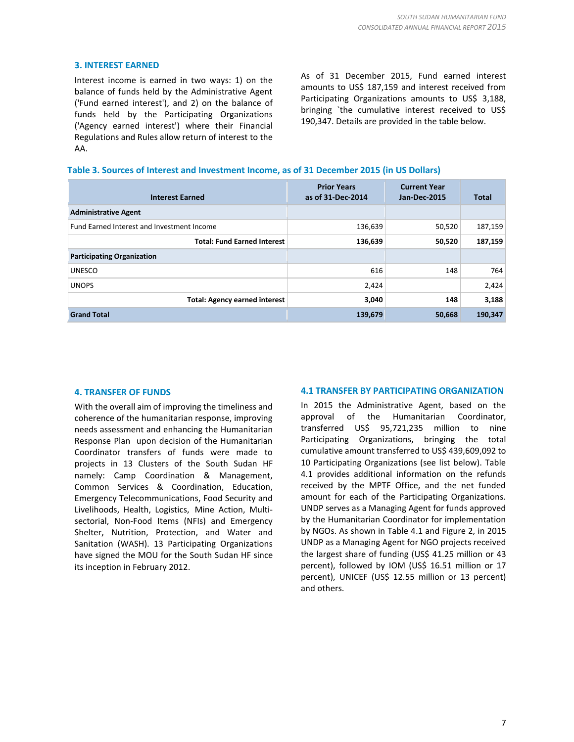## 3. INTEREST EARNED

Interest income is earned in two ways: 1) on the balance of funds held by the Administrative Agent ('Fund earned interest'), and 2) on the balance of funds held by the Participating Organizations ('Agency earned interest') where their Financial Regulations and Rules allow return of interest to the AA.

As of 31 December 2015, Fund earned interest amounts to US$ 187,159 and interest received from Participating Organizations amounts to US$ 3,188, bringing `the cumulative interest received to US$ 190,347. Details are provided in the table below.

**Table 3. Sources of Interest and Investment Income, as of 31 December 2015 (in US Dollars)**

| Interest Earned | Prior Years as of 31-Dec-2014 | Current Year Jan-Dec-2015 | Total |
|---|---|---|---|
| **Administrative Agent** | | | |
| Fund Earned Interest and Investment Income | 136,639 | 50,520 | 187,159 |
| **Total: Fund Earned Interest** | **136,639** | **50,520** | **187,159** |
| **Participating Organization** | | | |
| UNESCO | 616 | 148 | 764 |
| UNOPS | 2,424 | | 2,424 |
| **Total: Agency earned interest** | **3,040** | **148** | **3,188** |
| **Grand Total** | **139,679** | **50,668** | **190,347** |

## 4. TRANSFER OF FUNDS

With the overall aim of improving the timeliness and coherence of the humanitarian response, improving needs assessment and enhancing the Humanitarian Response Plan upon decision of the Humanitarian Coordinator transfers of funds were made to projects in 13 Clusters of the South Sudan HF namely: Camp Coordination & Management, Common Services & Coordination, Education, Emergency Telecommunications, Food Security and Livelihoods, Health, Logistics, Mine Action, Multi-sectorial, Non-Food Items (NFIs) and Emergency Shelter, Nutrition, Protection, and Water and Sanitation (WASH). 13 Participating Organizations have signed the MOU for the South Sudan HF since its inception in February 2012.

### 4.1 TRANSFER BY PARTICIPATING ORGANIZATION

In 2015 the Administrative Agent, based on the approval of the Humanitarian Coordinator, transferred US$ 95,721,235 million to nine Participating Organizations, bringing the total cumulative amount transferred to US$ 439,609,092 to 10 Participating Organizations (see list below). Table 4.1 provides additional information on the refunds received by the MPTF Office, and the net funded amount for each of the Participating Organizations. UNDP serves as a Managing Agent for funds approved by the Humanitarian Coordinator for implementation by NGOs. As shown in Table 4.1 and Figure 2, in 2015 UNDP as a Managing Agent for NGO projects received the largest share of funding (US$ 41.25 million or 43 percent), followed by IOM (US$ 16.51 million or 17 percent), UNICEF (US$ 12.55 million or 13 percent) and others.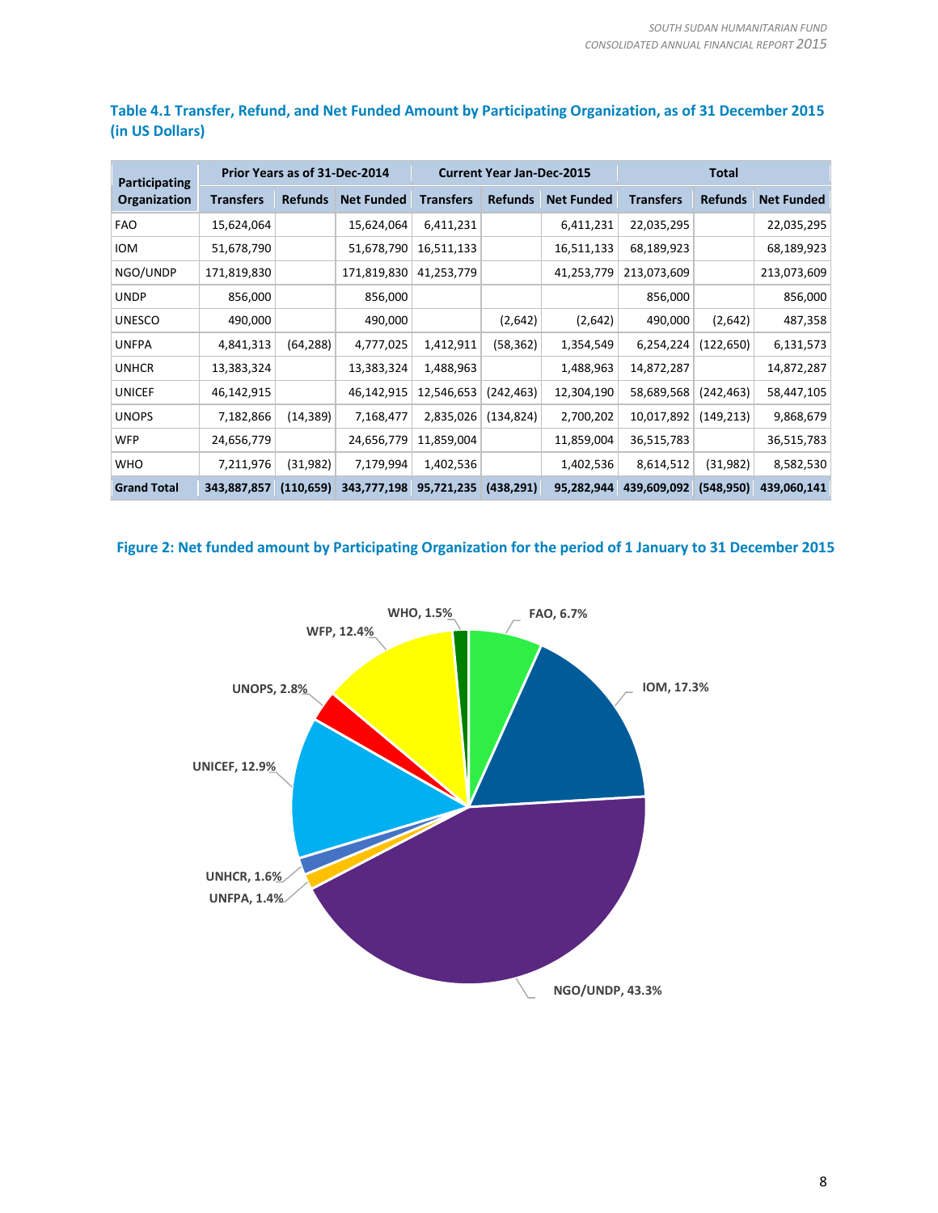### Table 4.1 Transfer, Refund, and Net Funded Amount by Participating Organization, as of 31 December 2015 (in US Dollars)

| Participating Organization | Prior Years as of 31-Dec-2014 | | | Current Year Jan-Dec-2015 | | | Total | | |
|---|---|---|---|---|---|---|---|---|---|
| | Transfers | Refunds | Net Funded | Transfers | Refunds | Net Funded | Transfers | Refunds | Net Funded |
| FAO | 15,624,064 | | 15,624,064 | 6,411,231 | | 6,411,231 | 22,035,295 | | 22,035,295 |
| IOM | 51,678,790 | | 51,678,790 | 16,511,133 | | 16,511,133 | 68,189,923 | | 68,189,923 |
| NGO/UNDP | 171,819,830 | | 171,819,830 | 41,253,779 | | 41,253,779 | 213,073,609 | | 213,073,609 |
| UNDP | 856,000 | | 856,000 | | | | 856,000 | | 856,000 |
| UNESCO | 490,000 | | 490,000 | | (2,642) | (2,642) | 490,000 | (2,642) | 487,358 |
| UNFPA | 4,841,313 | (64,288) | 4,777,025 | 1,412,911 | (58,362) | 1,354,549 | 6,254,224 | (122,650) | 6,131,573 |
| UNHCR | 13,383,324 | | 13,383,324 | 1,488,963 | | 1,488,963 | 14,872,287 | | 14,872,287 |
| UNICEF | 46,142,915 | | 46,142,915 | 12,546,653 | (242,463) | 12,304,190 | 58,689,568 | (242,463) | 58,447,105 |
| UNOPS | 7,182,866 | (14,389) | 7,168,477 | 2,835,026 | (134,824) | 2,700,202 | 10,017,892 | (149,213) | 9,868,679 |
| WFP | 24,656,779 | | 24,656,779 | 11,859,004 | | 11,859,004 | 36,515,783 | | 36,515,783 |
| WHO | 7,211,976 | (31,982) | 7,179,994 | 1,402,536 | | 1,402,536 | 8,614,512 | (31,982) | 8,582,530 |
| **Grand Total** | **343,887,857** | **(110,659)** | **343,777,198** | **95,721,235** | **(438,291)** | **95,282,944** | **439,609,092** | **(548,950)** | **439,060,141** |

### Figure 2: Net funded amount by Participating Organization for the period of 1 January to 31 December 2015

| Participating Organization | Share |
|---|---|
| FAO | 6.7% |
| IOM | 17.3% |
| NGO/UNDP | 43.3% |
| UNFPA | 1.4% |
| UNHCR | 1.6% |
| UNICEF | 12.9% |
| UNOPS | 2.8% |
| WFP | 12.4% |
| WHO | 1.5% |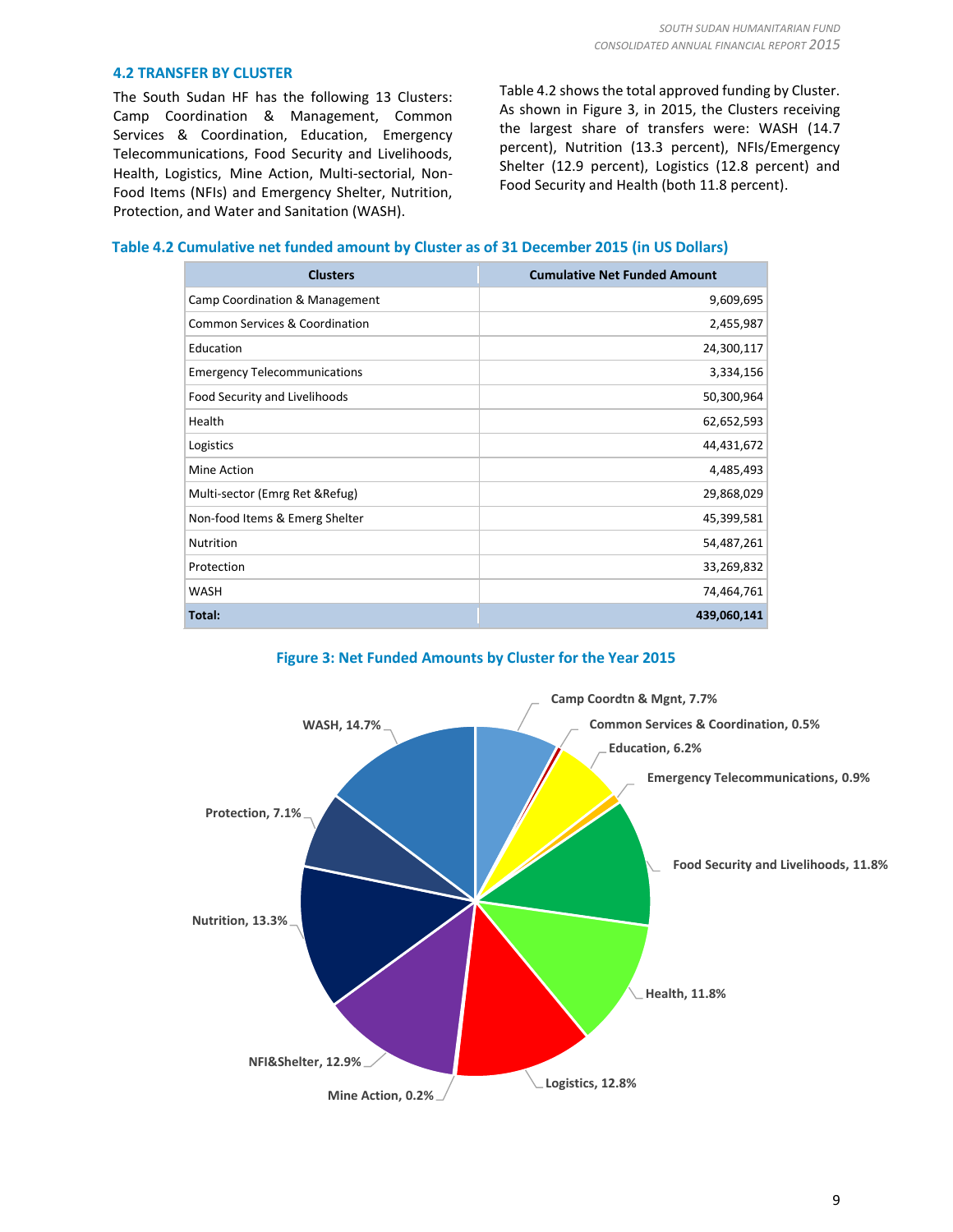### 4.2 TRANSFER BY CLUSTER

The South Sudan HF has the following 13 Clusters: Camp Coordination & Management, Common Services & Coordination, Education, Emergency Telecommunications, Food Security and Livelihoods, Health, Logistics, Mine Action, Multi-sectorial, Non-Food Items (NFIs) and Emergency Shelter, Nutrition, Protection, and Water and Sanitation (WASH).

Table 4.2 shows the total approved funding by Cluster. As shown in Figure 3, in 2015, the Clusters receiving the largest share of transfers were: WASH (14.7 percent), Nutrition (13.3 percent), NFIs/Emergency Shelter (12.9 percent), Logistics (12.8 percent) and Food Security and Health (both 11.8 percent).

**Table 4.2 Cumulative net funded amount by Cluster as of 31 December 2015 (in US Dollars)**

| Clusters | Cumulative Net Funded Amount |
|---|---:|
| Camp Coordination & Management | 9,609,695 |
| Common Services & Coordination | 2,455,987 |
| Education | 24,300,117 |
| Emergency Telecommunications | 3,334,156 |
| Food Security and Livelihoods | 50,300,964 |
| Health | 62,652,593 |
| Logistics | 44,431,672 |
| Mine Action | 4,485,493 |
| Multi-sector (Emrg Ret &Refug) | 29,868,029 |
| Non-food Items & Emerg Shelter | 45,399,581 |
| Nutrition | 54,487,261 |
| Protection | 33,269,832 |
| WASH | 74,464,761 |
| **Total:** | **439,060,141** |

**Figure 3: Net Funded Amounts by Cluster for the Year 2015**

Camp Coordtn & Mgnt, 7.7%; Common Services & Coordination, 0.5%; Education, 6.2%; Emergency Telecommunications, 0.9%; Food Security and Livelihoods, 11.8%; Health, 11.8%; Logistics, 12.8%; Mine Action, 0.2%; NFI&Shelter, 12.9%; Nutrition, 13.3%; Protection, 7.1%; WASH, 14.7%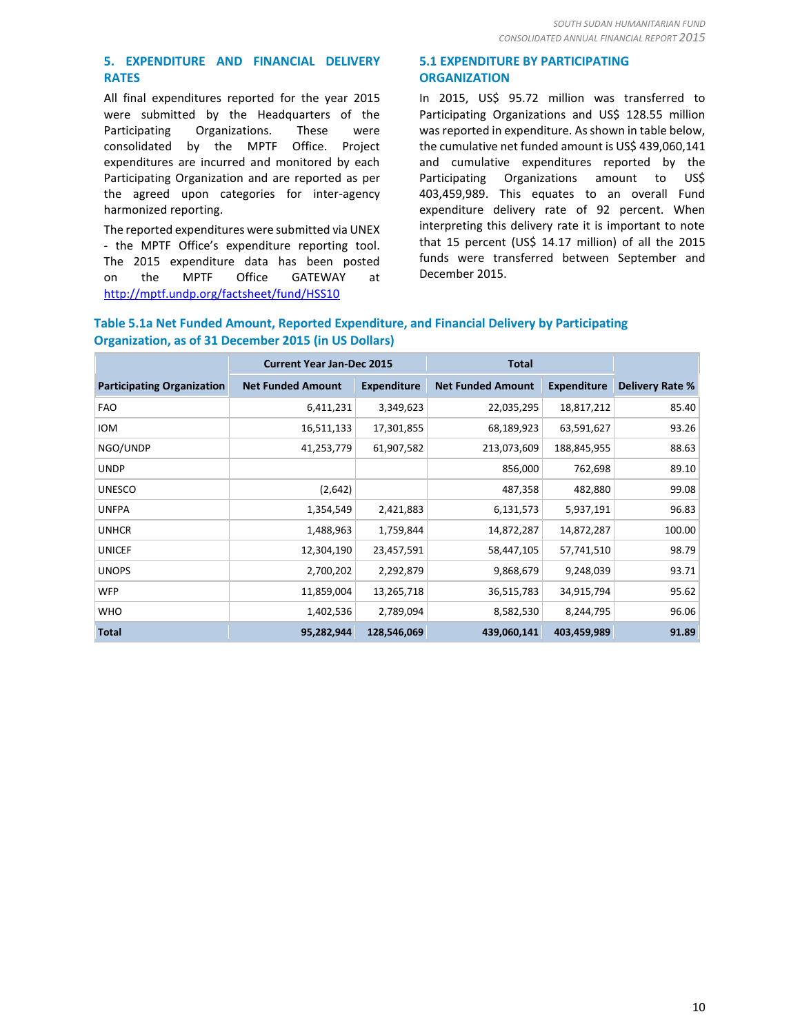## 5. EXPENDITURE AND FINANCIAL DELIVERY RATES

All final expenditures reported for the year 2015 were submitted by the Headquarters of the Participating Organizations. These were consolidated by the MPTF Office. Project expenditures are incurred and monitored by each Participating Organization and are reported as per the agreed upon categories for inter-agency harmonized reporting.

The reported expenditures were submitted via UNEX - the MPTF Office's expenditure reporting tool. The 2015 expenditure data has been posted on the MPTF Office GATEWAY at http://mptf.undp.org/factsheet/fund/HSS10

### 5.1 EXPENDITURE BY PARTICIPATING ORGANIZATION

In 2015, US$ 95.72 million was transferred to Participating Organizations and US$ 128.55 million was reported in expenditure. As shown in table below, the cumulative net funded amount is US$ 439,060,141 and cumulative expenditures reported by the Participating Organizations amount to US$ 403,459,989. This equates to an overall Fund expenditure delivery rate of 92 percent. When interpreting this delivery rate it is important to note that 15 percent (US$ 14.17 million) of all the 2015 funds were transferred between September and December 2015.

**Table 5.1a Net Funded Amount, Reported Expenditure, and Financial Delivery by Participating Organization, as of 31 December 2015 (in US Dollars)**

| | Current Year Jan-Dec 2015 | | Total | | |
|---|---|---|---|---|---|
| **Participating Organization** | **Net Funded Amount** | **Expenditure** | **Net Funded Amount** | **Expenditure** | **Delivery Rate %** |
| FAO | 6,411,231 | 3,349,623 | 22,035,295 | 18,817,212 | 85.40 |
| IOM | 16,511,133 | 17,301,855 | 68,189,923 | 63,591,627 | 93.26 |
| NGO/UNDP | 41,253,779 | 61,907,582 | 213,073,609 | 188,845,955 | 88.63 |
| UNDP | | | 856,000 | 762,698 | 89.10 |
| UNESCO | (2,642) | | 487,358 | 482,880 | 99.08 |
| UNFPA | 1,354,549 | 2,421,883 | 6,131,573 | 5,937,191 | 96.83 |
| UNHCR | 1,488,963 | 1,759,844 | 14,872,287 | 14,872,287 | 100.00 |
| UNICEF | 12,304,190 | 23,457,591 | 58,447,105 | 57,741,510 | 98.79 |
| UNOPS | 2,700,202 | 2,292,879 | 9,868,679 | 9,248,039 | 93.71 |
| WFP | 11,859,004 | 13,265,718 | 36,515,783 | 34,915,794 | 95.62 |
| WHO | 1,402,536 | 2,789,094 | 8,582,530 | 8,244,795 | 96.06 |
| **Total** | **95,282,944** | **128,546,069** | **439,060,141** | **403,459,989** | **91.89** |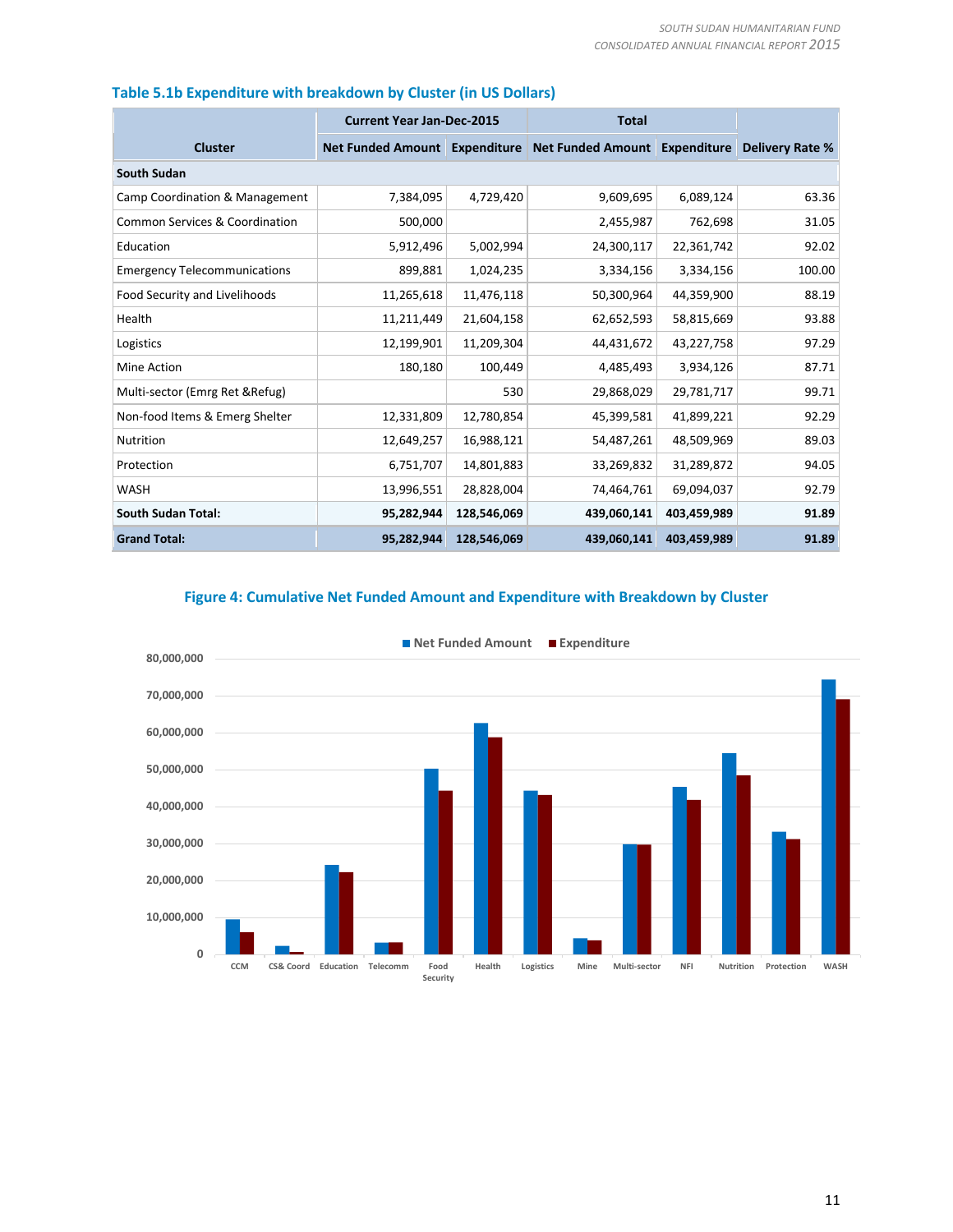### Table 5.1b Expenditure with breakdown by Cluster (in US Dollars)

| Cluster | Current Year Jan-Dec-2015 | | Total | | |
|---|---|---|---|---|---|
| | Net Funded Amount | Expenditure | Net Funded Amount | Expenditure | Delivery Rate % |
| **South Sudan** | | | | | |
| Camp Coordination & Management | 7,384,095 | 4,729,420 | 9,609,695 | 6,089,124 | 63.36 |
| Common Services & Coordination | 500,000 | | 2,455,987 | 762,698 | 31.05 |
| Education | 5,912,496 | 5,002,994 | 24,300,117 | 22,361,742 | 92.02 |
| Emergency Telecommunications | 899,881 | 1,024,235 | 3,334,156 | 3,334,156 | 100.00 |
| Food Security and Livelihoods | 11,265,618 | 11,476,118 | 50,300,964 | 44,359,900 | 88.19 |
| Health | 11,211,449 | 21,604,158 | 62,652,593 | 58,815,669 | 93.88 |
| Logistics | 12,199,901 | 11,209,304 | 44,431,672 | 43,227,758 | 97.29 |
| Mine Action | 180,180 | 100,449 | 4,485,493 | 3,934,126 | 87.71 |
| Multi-sector (Emrg Ret &Refug) | | 530 | 29,868,029 | 29,781,717 | 99.71 |
| Non-food Items & Emerg Shelter | 12,331,809 | 12,780,854 | 45,399,581 | 41,899,221 | 92.29 |
| Nutrition | 12,649,257 | 16,988,121 | 54,487,261 | 48,509,969 | 89.03 |
| Protection | 6,751,707 | 14,801,883 | 33,269,832 | 31,289,872 | 94.05 |
| WASH | 13,996,551 | 28,828,004 | 74,464,761 | 69,094,037 | 92.79 |
| **South Sudan Total:** | **95,282,944** | **128,546,069** | **439,060,141** | **403,459,989** | **91.89** |
| **Grand Total:** | **95,282,944** | **128,546,069** | **439,060,141** | **403,459,989** | **91.89** |

### Figure 4: Cumulative Net Funded Amount and Expenditure with Breakdown by Cluster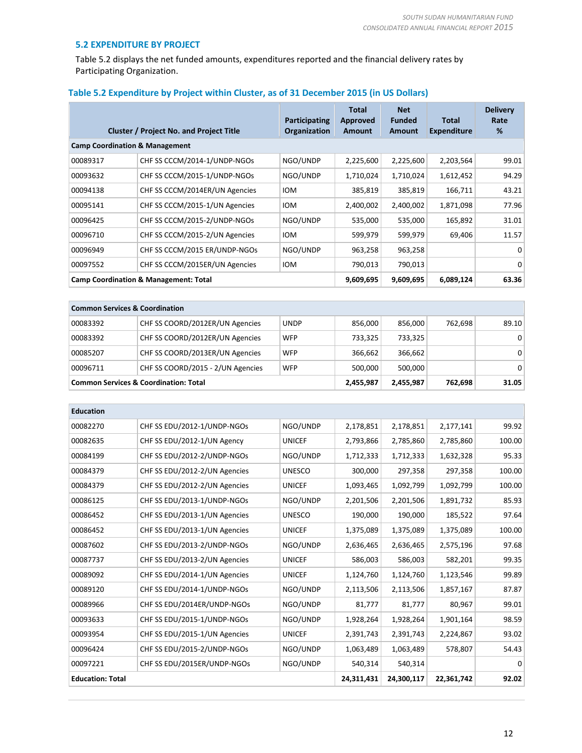## 5.2 EXPENDITURE BY PROJECT

Table 5.2 displays the net funded amounts, expenditures reported and the financial delivery rates by Participating Organization.

### Table 5.2 Expenditure by Project within Cluster, as of 31 December 2015 (in US Dollars)

| Cluster / Project No. and Project Title | | Participating Organization | Total Approved Amount | Net Funded Amount | Total Expenditure | Delivery Rate % |
|---|---|---|---|---|---|---|
| **Camp Coordination & Management** | | | | | | |
| 00089317 | CHF SS CCCM/2014-1/UNDP-NGOs | NGO/UNDP | 2,225,600 | 2,225,600 | 2,203,564 | 99.01 |
| 00093632 | CHF SS CCCM/2015-1/UNDP-NGOs | NGO/UNDP | 1,710,024 | 1,710,024 | 1,612,452 | 94.29 |
| 00094138 | CHF SS CCCM/2014ER/UN Agencies | IOM | 385,819 | 385,819 | 166,711 | 43.21 |
| 00095141 | CHF SS CCCM/2015-1/UN Agencies | IOM | 2,400,002 | 2,400,002 | 1,871,098 | 77.96 |
| 00096425 | CHF SS CCCM/2015-2/UNDP-NGOs | NGO/UNDP | 535,000 | 535,000 | 165,892 | 31.01 |
| 00096710 | CHF SS CCCM/2015-2/UN Agencies | IOM | 599,979 | 599,979 | 69,406 | 11.57 |
| 00096949 | CHF SS CCCM/2015 ER/UNDP-NGOs | NGO/UNDP | 963,258 | 963,258 | | 0 |
| 00097552 | CHF SS CCCM/2015ER/UN Agencies | IOM | 790,013 | 790,013 | | 0 |
| **Camp Coordination & Management: Total** | | | **9,609,695** | **9,609,695** | **6,089,124** | **63.36** |
| **Common Services & Coordination** | | | | | | |
| 00083392 | CHF SS COORD/2012ER/UN Agencies | UNDP | 856,000 | 856,000 | 762,698 | 89.10 |
| 00083392 | CHF SS COORD/2012ER/UN Agencies | WFP | 733,325 | 733,325 | | 0 |
| 00085207 | CHF SS COORD/2013ER/UN Agencies | WFP | 366,662 | 366,662 | | 0 |
| 00096711 | CHF SS COORD/2015 - 2/UN Agencies | WFP | 500,000 | 500,000 | | 0 |
| **Common Services & Coordination: Total** | | | **2,455,987** | **2,455,987** | **762,698** | **31.05** |
| **Education** | | | | | | |
| 00082270 | CHF SS EDU/2012-1/UNDP-NGOs | NGO/UNDP | 2,178,851 | 2,178,851 | 2,177,141 | 99.92 |
| 00082635 | CHF SS EDU/2012-1/UN Agency | UNICEF | 2,793,866 | 2,785,860 | 2,785,860 | 100.00 |
| 00084199 | CHF SS EDU/2012-2/UNDP-NGOs | NGO/UNDP | 1,712,333 | 1,712,333 | 1,632,328 | 95.33 |
| 00084379 | CHF SS EDU/2012-2/UN Agencies | UNESCO | 300,000 | 297,358 | 297,358 | 100.00 |
| 00084379 | CHF SS EDU/2012-2/UN Agencies | UNICEF | 1,093,465 | 1,092,799 | 1,092,799 | 100.00 |
| 00086125 | CHF SS EDU/2013-1/UNDP-NGOs | NGO/UNDP | 2,201,506 | 2,201,506 | 1,891,732 | 85.93 |
| 00086452 | CHF SS EDU/2013-1/UN Agencies | UNESCO | 190,000 | 190,000 | 185,522 | 97.64 |
| 00086452 | CHF SS EDU/2013-1/UN Agencies | UNICEF | 1,375,089 | 1,375,089 | 1,375,089 | 100.00 |
| 00087602 | CHF SS EDU/2013-2/UNDP-NGOs | NGO/UNDP | 2,636,465 | 2,636,465 | 2,575,196 | 97.68 |
| 00087737 | CHF SS EDU/2013-2/UN Agencies | UNICEF | 586,003 | 586,003 | 582,201 | 99.35 |
| 00089092 | CHF SS EDU/2014-1/UN Agencies | UNICEF | 1,124,760 | 1,124,760 | 1,123,546 | 99.89 |
| 00089120 | CHF SS EDU/2014-1/UNDP-NGOs | NGO/UNDP | 2,113,506 | 2,113,506 | 1,857,167 | 87.87 |
| 00089966 | CHF SS EDU/2014ER/UNDP-NGOs | NGO/UNDP | 81,777 | 81,777 | 80,967 | 99.01 |
| 00093633 | CHF SS EDU/2015-1/UNDP-NGOs | NGO/UNDP | 1,928,264 | 1,928,264 | 1,901,164 | 98.59 |
| 00093954 | CHF SS EDU/2015-1/UN Agencies | UNICEF | 2,391,743 | 2,391,743 | 2,224,867 | 93.02 |
| 00096424 | CHF SS EDU/2015-2/UNDP-NGOs | NGO/UNDP | 1,063,489 | 1,063,489 | 578,807 | 54.43 |
| 00097221 | CHF SS EDU/2015ER/UNDP-NGOs | NGO/UNDP | 540,314 | 540,314 | | 0 |
| **Education: Total** | | | **24,311,431** | **24,300,117** | **22,361,742** | **92.02** |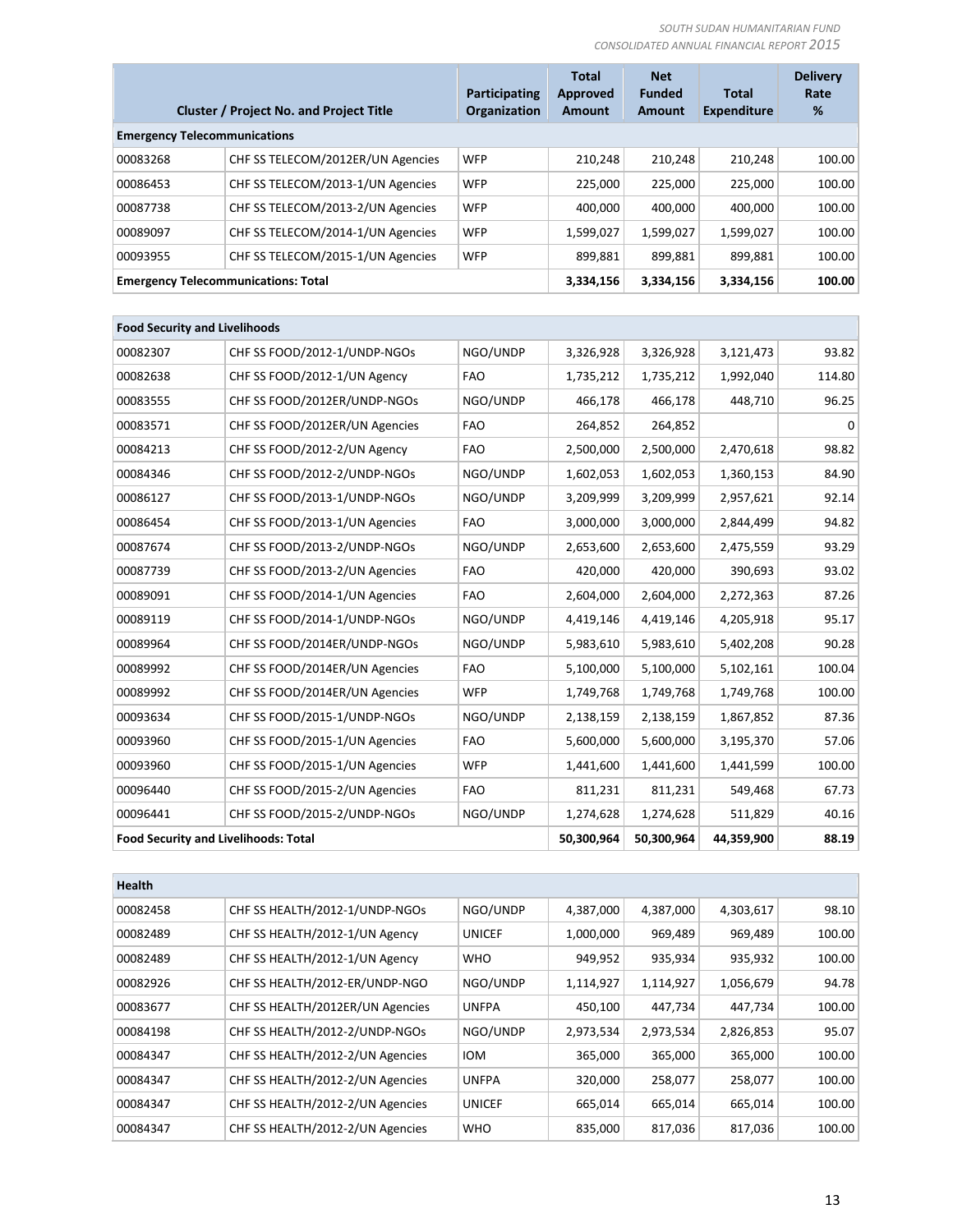| Cluster / Project No. and Project Title | | Participating Organization | Total Approved Amount | Net Funded Amount | Total Expenditure | Delivery Rate % |
|---|---|---|---|---|---|---|
| **Emergency Telecommunications** | | | | | | |
| 00083268 | CHF SS TELECOM/2012ER/UN Agencies | WFP | 210,248 | 210,248 | 210,248 | 100.00 |
| 00086453 | CHF SS TELECOM/2013-1/UN Agencies | WFP | 225,000 | 225,000 | 225,000 | 100.00 |
| 00087738 | CHF SS TELECOM/2013-2/UN Agencies | WFP | 400,000 | 400,000 | 400,000 | 100.00 |
| 00089097 | CHF SS TELECOM/2014-1/UN Agencies | WFP | 1,599,027 | 1,599,027 | 1,599,027 | 100.00 |
| 00093955 | CHF SS TELECOM/2015-1/UN Agencies | WFP | 899,881 | 899,881 | 899,881 | 100.00 |
| **Emergency Telecommunications: Total** | | | **3,334,156** | **3,334,156** | **3,334,156** | **100.00** |

| Cluster / Project No. and Project Title | | Participating Organization | Total Approved Amount | Net Funded Amount | Total Expenditure | Delivery Rate % |
|---|---|---|---|---|---|---|
| **Food Security and Livelihoods** | | | | | | |
| 00082307 | CHF SS FOOD/2012-1/UNDP-NGOs | NGO/UNDP | 3,326,928 | 3,326,928 | 3,121,473 | 93.82 |
| 00082638 | CHF SS FOOD/2012-1/UN Agency | FAO | 1,735,212 | 1,735,212 | 1,992,040 | 114.80 |
| 00083555 | CHF SS FOOD/2012ER/UNDP-NGOs | NGO/UNDP | 466,178 | 466,178 | 448,710 | 96.25 |
| 00083571 | CHF SS FOOD/2012ER/UN Agencies | FAO | 264,852 | 264,852 | | 0 |
| 00084213 | CHF SS FOOD/2012-2/UN Agency | FAO | 2,500,000 | 2,500,000 | 2,470,618 | 98.82 |
| 00084346 | CHF SS FOOD/2012-2/UNDP-NGOs | NGO/UNDP | 1,602,053 | 1,602,053 | 1,360,153 | 84.90 |
| 00086127 | CHF SS FOOD/2013-1/UNDP-NGOs | NGO/UNDP | 3,209,999 | 3,209,999 | 2,957,621 | 92.14 |
| 00086454 | CHF SS FOOD/2013-1/UN Agencies | FAO | 3,000,000 | 3,000,000 | 2,844,499 | 94.82 |
| 00087674 | CHF SS FOOD/2013-2/UNDP-NGOs | NGO/UNDP | 2,653,600 | 2,653,600 | 2,475,559 | 93.29 |
| 00087739 | CHF SS FOOD/2013-2/UN Agencies | FAO | 420,000 | 420,000 | 390,693 | 93.02 |
| 00089091 | CHF SS FOOD/2014-1/UN Agencies | FAO | 2,604,000 | 2,604,000 | 2,272,363 | 87.26 |
| 00089119 | CHF SS FOOD/2014-1/UNDP-NGOs | NGO/UNDP | 4,419,146 | 4,419,146 | 4,205,918 | 95.17 |
| 00089964 | CHF SS FOOD/2014ER/UNDP-NGOs | NGO/UNDP | 5,983,610 | 5,983,610 | 5,402,208 | 90.28 |
| 00089992 | CHF SS FOOD/2014ER/UN Agencies | FAO | 5,100,000 | 5,100,000 | 5,102,161 | 100.04 |
| 00089992 | CHF SS FOOD/2014ER/UN Agencies | WFP | 1,749,768 | 1,749,768 | 1,749,768 | 100.00 |
| 00093634 | CHF SS FOOD/2015-1/UNDP-NGOs | NGO/UNDP | 2,138,159 | 2,138,159 | 1,867,852 | 87.36 |
| 00093960 | CHF SS FOOD/2015-1/UN Agencies | FAO | 5,600,000 | 5,600,000 | 3,195,370 | 57.06 |
| 00093960 | CHF SS FOOD/2015-1/UN Agencies | WFP | 1,441,600 | 1,441,600 | 1,441,599 | 100.00 |
| 00096440 | CHF SS FOOD/2015-2/UN Agencies | FAO | 811,231 | 811,231 | 549,468 | 67.73 |
| 00096441 | CHF SS FOOD/2015-2/UNDP-NGOs | NGO/UNDP | 1,274,628 | 1,274,628 | 511,829 | 40.16 |
| **Food Security and Livelihoods: Total** | | | **50,300,964** | **50,300,964** | **44,359,900** | **88.19** |

| Cluster / Project No. and Project Title | | Participating Organization | Total Approved Amount | Net Funded Amount | Total Expenditure | Delivery Rate % |
|---|---|---|---|---|---|---|
| **Health** | | | | | | |
| 00082458 | CHF SS HEALTH/2012-1/UNDP-NGOs | NGO/UNDP | 4,387,000 | 4,387,000 | 4,303,617 | 98.10 |
| 00082489 | CHF SS HEALTH/2012-1/UN Agency | UNICEF | 1,000,000 | 969,489 | 969,489 | 100.00 |
| 00082489 | CHF SS HEALTH/2012-1/UN Agency | WHO | 949,952 | 935,934 | 935,932 | 100.00 |
| 00082926 | CHF SS HEALTH/2012-ER/UNDP-NGO | NGO/UNDP | 1,114,927 | 1,114,927 | 1,056,679 | 94.78 |
| 00083677 | CHF SS HEALTH/2012ER/UN Agencies | UNFPA | 450,100 | 447,734 | 447,734 | 100.00 |
| 00084198 | CHF SS HEALTH/2012-2/UNDP-NGOs | NGO/UNDP | 2,973,534 | 2,973,534 | 2,826,853 | 95.07 |
| 00084347 | CHF SS HEALTH/2012-2/UN Agencies | IOM | 365,000 | 365,000 | 365,000 | 100.00 |
| 00084347 | CHF SS HEALTH/2012-2/UN Agencies | UNFPA | 320,000 | 258,077 | 258,077 | 100.00 |
| 00084347 | CHF SS HEALTH/2012-2/UN Agencies | UNICEF | 665,014 | 665,014 | 665,014 | 100.00 |
| 00084347 | CHF SS HEALTH/2012-2/UN Agencies | WHO | 835,000 | 817,036 | 817,036 | 100.00 |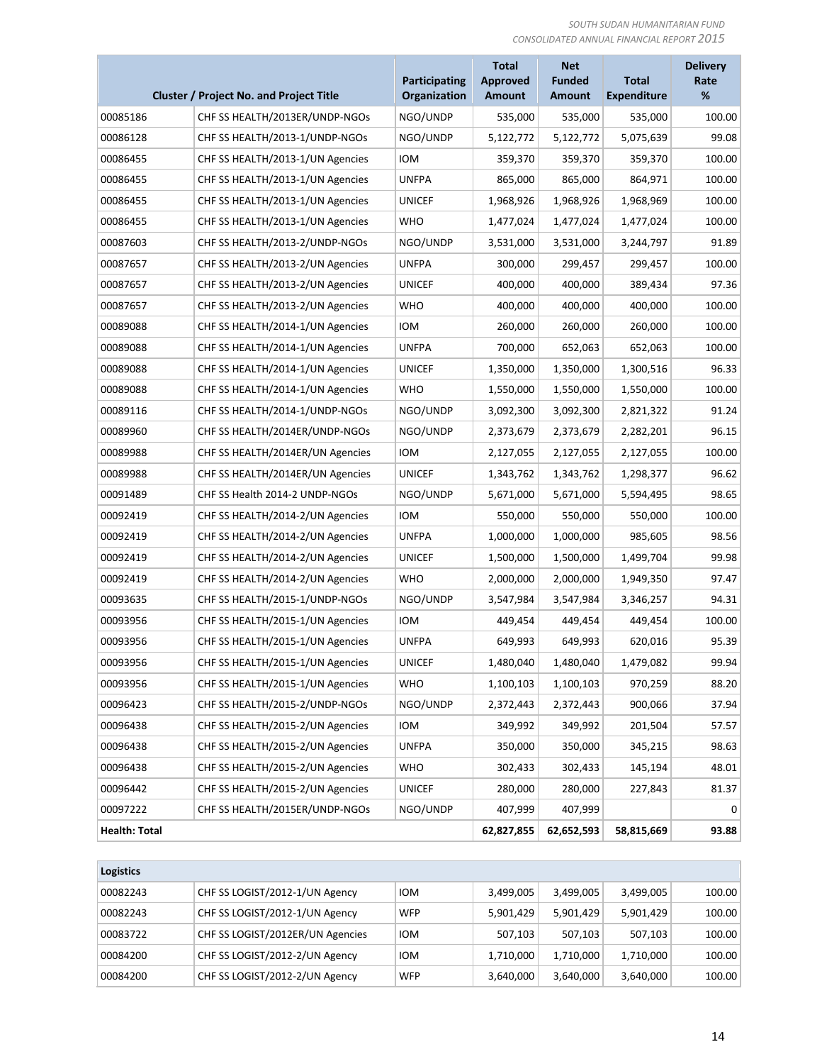| Cluster / Project No. and Project Title | | Participating Organization | Total Approved Amount | Net Funded Amount | Total Expenditure | Delivery Rate % |
|---|---|---|---|---|---|---|
| 00085186 | CHF SS HEALTH/2013ER/UNDP-NGOs | NGO/UNDP | 535,000 | 535,000 | 535,000 | 100.00 |
| 00086128 | CHF SS HEALTH/2013-1/UNDP-NGOs | NGO/UNDP | 5,122,772 | 5,122,772 | 5,075,639 | 99.08 |
| 00086455 | CHF SS HEALTH/2013-1/UN Agencies | IOM | 359,370 | 359,370 | 359,370 | 100.00 |
| 00086455 | CHF SS HEALTH/2013-1/UN Agencies | UNFPA | 865,000 | 865,000 | 864,971 | 100.00 |
| 00086455 | CHF SS HEALTH/2013-1/UN Agencies | UNICEF | 1,968,926 | 1,968,926 | 1,968,969 | 100.00 |
| 00086455 | CHF SS HEALTH/2013-1/UN Agencies | WHO | 1,477,024 | 1,477,024 | 1,477,024 | 100.00 |
| 00087603 | CHF SS HEALTH/2013-2/UNDP-NGOs | NGO/UNDP | 3,531,000 | 3,531,000 | 3,244,797 | 91.89 |
| 00087657 | CHF SS HEALTH/2013-2/UN Agencies | UNFPA | 300,000 | 299,457 | 299,457 | 100.00 |
| 00087657 | CHF SS HEALTH/2013-2/UN Agencies | UNICEF | 400,000 | 400,000 | 389,434 | 97.36 |
| 00087657 | CHF SS HEALTH/2013-2/UN Agencies | WHO | 400,000 | 400,000 | 400,000 | 100.00 |
| 00089088 | CHF SS HEALTH/2014-1/UN Agencies | IOM | 260,000 | 260,000 | 260,000 | 100.00 |
| 00089088 | CHF SS HEALTH/2014-1/UN Agencies | UNFPA | 700,000 | 652,063 | 652,063 | 100.00 |
| 00089088 | CHF SS HEALTH/2014-1/UN Agencies | UNICEF | 1,350,000 | 1,350,000 | 1,300,516 | 96.33 |
| 00089088 | CHF SS HEALTH/2014-1/UN Agencies | WHO | 1,550,000 | 1,550,000 | 1,550,000 | 100.00 |
| 00089116 | CHF SS HEALTH/2014-1/UNDP-NGOs | NGO/UNDP | 3,092,300 | 3,092,300 | 2,821,322 | 91.24 |
| 00089960 | CHF SS HEALTH/2014ER/UNDP-NGOs | NGO/UNDP | 2,373,679 | 2,373,679 | 2,282,201 | 96.15 |
| 00089988 | CHF SS HEALTH/2014ER/UN Agencies | IOM | 2,127,055 | 2,127,055 | 2,127,055 | 100.00 |
| 00089988 | CHF SS HEALTH/2014ER/UN Agencies | UNICEF | 1,343,762 | 1,343,762 | 1,298,377 | 96.62 |
| 00091489 | CHF SS Health 2014-2 UNDP-NGOs | NGO/UNDP | 5,671,000 | 5,671,000 | 5,594,495 | 98.65 |
| 00092419 | CHF SS HEALTH/2014-2/UN Agencies | IOM | 550,000 | 550,000 | 550,000 | 100.00 |
| 00092419 | CHF SS HEALTH/2014-2/UN Agencies | UNFPA | 1,000,000 | 1,000,000 | 985,605 | 98.56 |
| 00092419 | CHF SS HEALTH/2014-2/UN Agencies | UNICEF | 1,500,000 | 1,500,000 | 1,499,704 | 99.98 |
| 00092419 | CHF SS HEALTH/2014-2/UN Agencies | WHO | 2,000,000 | 2,000,000 | 1,949,350 | 97.47 |
| 00093635 | CHF SS HEALTH/2015-1/UNDP-NGOs | NGO/UNDP | 3,547,984 | 3,547,984 | 3,346,257 | 94.31 |
| 00093956 | CHF SS HEALTH/2015-1/UN Agencies | IOM | 449,454 | 449,454 | 449,454 | 100.00 |
| 00093956 | CHF SS HEALTH/2015-1/UN Agencies | UNFPA | 649,993 | 649,993 | 620,016 | 95.39 |
| 00093956 | CHF SS HEALTH/2015-1/UN Agencies | UNICEF | 1,480,040 | 1,480,040 | 1,479,082 | 99.94 |
| 00093956 | CHF SS HEALTH/2015-1/UN Agencies | WHO | 1,100,103 | 1,100,103 | 970,259 | 88.20 |
| 00096423 | CHF SS HEALTH/2015-2/UNDP-NGOs | NGO/UNDP | 2,372,443 | 2,372,443 | 900,066 | 37.94 |
| 00096438 | CHF SS HEALTH/2015-2/UN Agencies | IOM | 349,992 | 349,992 | 201,504 | 57.57 |
| 00096438 | CHF SS HEALTH/2015-2/UN Agencies | UNFPA | 350,000 | 350,000 | 345,215 | 98.63 |
| 00096438 | CHF SS HEALTH/2015-2/UN Agencies | WHO | 302,433 | 302,433 | 145,194 | 48.01 |
| 00096442 | CHF SS HEALTH/2015-2/UN Agencies | UNICEF | 280,000 | 280,000 | 227,843 | 81.37 |
| 00097222 | CHF SS HEALTH/2015ER/UNDP-NGOs | NGO/UNDP | 407,999 | 407,999 | | 0 |
| **Health: Total** | | | **62,827,855** | **62,652,593** | **58,815,669** | **93.88** |
| **Logistics** | | | | | | |
| 00082243 | CHF SS LOGIST/2012-1/UN Agency | IOM | 3,499,005 | 3,499,005 | 3,499,005 | 100.00 |
| 00082243 | CHF SS LOGIST/2012-1/UN Agency | WFP | 5,901,429 | 5,901,429 | 5,901,429 | 100.00 |
| 00083722 | CHF SS LOGIST/2012ER/UN Agencies | IOM | 507,103 | 507,103 | 507,103 | 100.00 |
| 00084200 | CHF SS LOGIST/2012-2/UN Agency | IOM | 1,710,000 | 1,710,000 | 1,710,000 | 100.00 |
| 00084200 | CHF SS LOGIST/2012-2/UN Agency | WFP | 3,640,000 | 3,640,000 | 3,640,000 | 100.00 |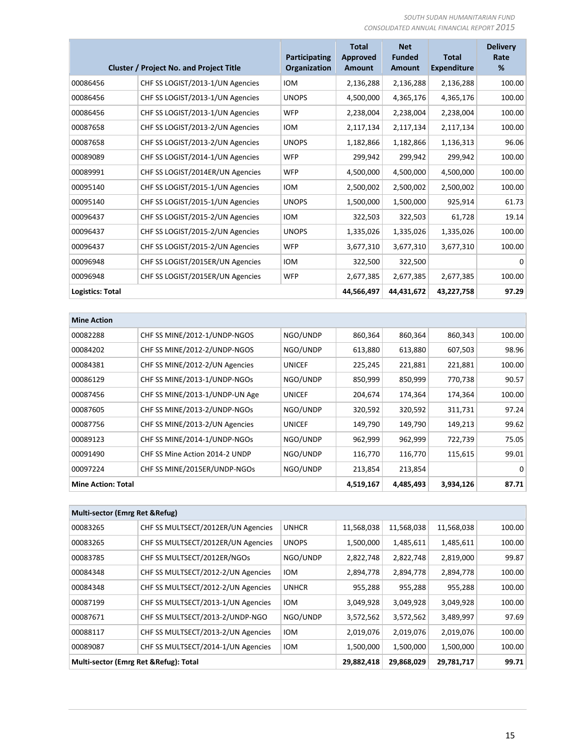| Cluster / Project No. and Project Title | | Participating Organization | Total Approved Amount | Net Funded Amount | Total Expenditure | Delivery Rate % |
|---|---|---|---|---|---|---|
| 00086456 | CHF SS LOGIST/2013-1/UN Agencies | IOM | 2,136,288 | 2,136,288 | 2,136,288 | 100.00 |
| 00086456 | CHF SS LOGIST/2013-1/UN Agencies | UNOPS | 4,500,000 | 4,365,176 | 4,365,176 | 100.00 |
| 00086456 | CHF SS LOGIST/2013-1/UN Agencies | WFP | 2,238,004 | 2,238,004 | 2,238,004 | 100.00 |
| 00087658 | CHF SS LOGIST/2013-2/UN Agencies | IOM | 2,117,134 | 2,117,134 | 2,117,134 | 100.00 |
| 00087658 | CHF SS LOGIST/2013-2/UN Agencies | UNOPS | 1,182,866 | 1,182,866 | 1,136,313 | 96.06 |
| 00089089 | CHF SS LOGIST/2014-1/UN Agencies | WFP | 299,942 | 299,942 | 299,942 | 100.00 |
| 00089991 | CHF SS LOGIST/2014ER/UN Agencies | WFP | 4,500,000 | 4,500,000 | 4,500,000 | 100.00 |
| 00095140 | CHF SS LOGIST/2015-1/UN Agencies | IOM | 2,500,002 | 2,500,002 | 2,500,002 | 100.00 |
| 00095140 | CHF SS LOGIST/2015-1/UN Agencies | UNOPS | 1,500,000 | 1,500,000 | 925,914 | 61.73 |
| 00096437 | CHF SS LOGIST/2015-2/UN Agencies | IOM | 322,503 | 322,503 | 61,728 | 19.14 |
| 00096437 | CHF SS LOGIST/2015-2/UN Agencies | UNOPS | 1,335,026 | 1,335,026 | 1,335,026 | 100.00 |
| 00096437 | CHF SS LOGIST/2015-2/UN Agencies | WFP | 3,677,310 | 3,677,310 | 3,677,310 | 100.00 |
| 00096948 | CHF SS LOGIST/2015ER/UN Agencies | IOM | 322,500 | 322,500 | | 0 |
| 00096948 | CHF SS LOGIST/2015ER/UN Agencies | WFP | 2,677,385 | 2,677,385 | 2,677,385 | 100.00 |
| **Logistics: Total** | | | **44,566,497** | **44,431,672** | **43,227,758** | **97.29** |

| **Mine Action** | | | | | | |
|---|---|---|---|---|---|---|
| 00082288 | CHF SS MINE/2012-1/UNDP-NGOS | NGO/UNDP | 860,364 | 860,364 | 860,343 | 100.00 |
| 00084202 | CHF SS MINE/2012-2/UNDP-NGOS | NGO/UNDP | 613,880 | 613,880 | 607,503 | 98.96 |
| 00084381 | CHF SS MINE/2012-2/UN Agencies | UNICEF | 225,245 | 221,881 | 221,881 | 100.00 |
| 00086129 | CHF SS MINE/2013-1/UNDP-NGOs | NGO/UNDP | 850,999 | 850,999 | 770,738 | 90.57 |
| 00087456 | CHF SS MINE/2013-1/UNDP-UN Age | UNICEF | 204,674 | 174,364 | 174,364 | 100.00 |
| 00087605 | CHF SS MINE/2013-2/UNDP-NGOs | NGO/UNDP | 320,592 | 320,592 | 311,731 | 97.24 |
| 00087756 | CHF SS MINE/2013-2/UN Agencies | UNICEF | 149,790 | 149,790 | 149,213 | 99.62 |
| 00089123 | CHF SS MINE/2014-1/UNDP-NGOs | NGO/UNDP | 962,999 | 962,999 | 722,739 | 75.05 |
| 00091490 | CHF SS Mine Action 2014-2 UNDP | NGO/UNDP | 116,770 | 116,770 | 115,615 | 99.01 |
| 00097224 | CHF SS MINE/2015ER/UNDP-NGOs | NGO/UNDP | 213,854 | 213,854 | | 0 |
| **Mine Action: Total** | | | **4,519,167** | **4,485,493** | **3,934,126** | **87.71** |

| **Multi-sector (Emrg Ret &Refug)** | | | | | | |
|---|---|---|---|---|---|---|
| 00083265 | CHF SS MULTSECT/2012ER/UN Agencies | UNHCR | 11,568,038 | 11,568,038 | 11,568,038 | 100.00 |
| 00083265 | CHF SS MULTSECT/2012ER/UN Agencies | UNOPS | 1,500,000 | 1,485,611 | 1,485,611 | 100.00 |
| 00083785 | CHF SS MULTSECT/2012ER/NGOs | NGO/UNDP | 2,822,748 | 2,822,748 | 2,819,000 | 99.87 |
| 00084348 | CHF SS MULTSECT/2012-2/UN Agencies | IOM | 2,894,778 | 2,894,778 | 2,894,778 | 100.00 |
| 00084348 | CHF SS MULTSECT/2012-2/UN Agencies | UNHCR | 955,288 | 955,288 | 955,288 | 100.00 |
| 00087199 | CHF SS MULTSECT/2013-1/UN Agencies | IOM | 3,049,928 | 3,049,928 | 3,049,928 | 100.00 |
| 00087671 | CHF SS MULTSECT/2013-2/UNDP-NGO | NGO/UNDP | 3,572,562 | 3,572,562 | 3,489,997 | 97.69 |
| 00088117 | CHF SS MULTSECT/2013-2/UN Agencies | IOM | 2,019,076 | 2,019,076 | 2,019,076 | 100.00 |
| 00089087 | CHF SS MULTSECT/2014-1/UN Agencies | IOM | 1,500,000 | 1,500,000 | 1,500,000 | 100.00 |
| **Multi-sector (Emrg Ret &Refug): Total** | | | **29,882,418** | **29,868,029** | **29,781,717** | **99.71** |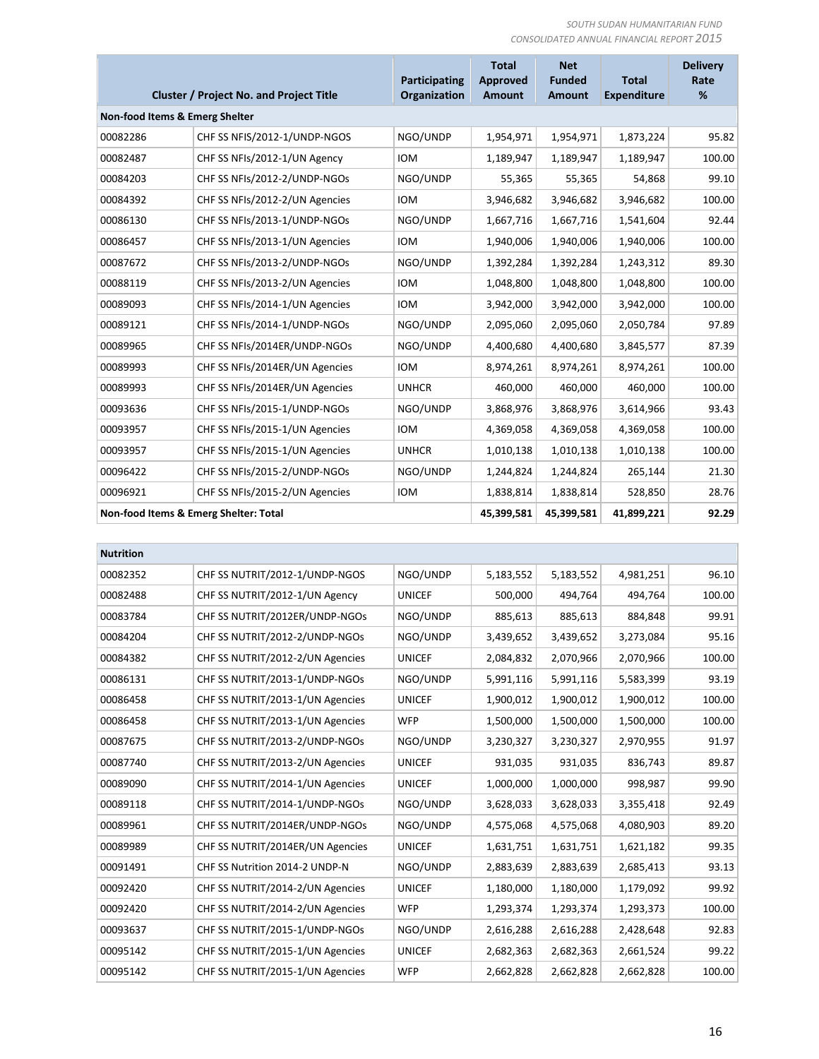| Cluster / Project No. and Project Title | | Participating Organization | Total Approved Amount | Net Funded Amount | Total Expenditure | Delivery Rate % |
|---|---|---|---|---|---|---|
| **Non-food Items & Emerg Shelter** | | | | | | |
| 00082286 | CHF SS NFIS/2012-1/UNDP-NGOS | NGO/UNDP | 1,954,971 | 1,954,971 | 1,873,224 | 95.82 |
| 00082487 | CHF SS NFIs/2012-1/UN Agency | IOM | 1,189,947 | 1,189,947 | 1,189,947 | 100.00 |
| 00084203 | CHF SS NFIs/2012-2/UNDP-NGOs | NGO/UNDP | 55,365 | 55,365 | 54,868 | 99.10 |
| 00084392 | CHF SS NFIs/2012-2/UN Agencies | IOM | 3,946,682 | 3,946,682 | 3,946,682 | 100.00 |
| 00086130 | CHF SS NFIs/2013-1/UNDP-NGOs | NGO/UNDP | 1,667,716 | 1,667,716 | 1,541,604 | 92.44 |
| 00086457 | CHF SS NFIs/2013-1/UN Agencies | IOM | 1,940,006 | 1,940,006 | 1,940,006 | 100.00 |
| 00087672 | CHF SS NFIs/2013-2/UNDP-NGOs | NGO/UNDP | 1,392,284 | 1,392,284 | 1,243,312 | 89.30 |
| 00088119 | CHF SS NFIs/2013-2/UN Agencies | IOM | 1,048,800 | 1,048,800 | 1,048,800 | 100.00 |
| 00089093 | CHF SS NFIs/2014-1/UN Agencies | IOM | 3,942,000 | 3,942,000 | 3,942,000 | 100.00 |
| 00089121 | CHF SS NFIs/2014-1/UNDP-NGOs | NGO/UNDP | 2,095,060 | 2,095,060 | 2,050,784 | 97.89 |
| 00089965 | CHF SS NFIs/2014ER/UNDP-NGOs | NGO/UNDP | 4,400,680 | 4,400,680 | 3,845,577 | 87.39 |
| 00089993 | CHF SS NFIs/2014ER/UN Agencies | IOM | 8,974,261 | 8,974,261 | 8,974,261 | 100.00 |
| 00089993 | CHF SS NFIs/2014ER/UN Agencies | UNHCR | 460,000 | 460,000 | 460,000 | 100.00 |
| 00093636 | CHF SS NFIs/2015-1/UNDP-NGOs | NGO/UNDP | 3,868,976 | 3,868,976 | 3,614,966 | 93.43 |
| 00093957 | CHF SS NFIs/2015-1/UN Agencies | IOM | 4,369,058 | 4,369,058 | 4,369,058 | 100.00 |
| 00093957 | CHF SS NFIs/2015-1/UN Agencies | UNHCR | 1,010,138 | 1,010,138 | 1,010,138 | 100.00 |
| 00096422 | CHF SS NFIs/2015-2/UNDP-NGOs | NGO/UNDP | 1,244,824 | 1,244,824 | 265,144 | 21.30 |
| 00096921 | CHF SS NFIs/2015-2/UN Agencies | IOM | 1,838,814 | 1,838,814 | 528,850 | 28.76 |
| **Non-food Items & Emerg Shelter: Total** | | | **45,399,581** | **45,399,581** | **41,899,221** | **92.29** |

| Cluster / Project No. and Project Title | | Participating Organization | Total Approved Amount | Net Funded Amount | Total Expenditure | Delivery Rate % |
|---|---|---|---|---|---|---|
| **Nutrition** | | | | | | |
| 00082352 | CHF SS NUTRIT/2012-1/UNDP-NGOS | NGO/UNDP | 5,183,552 | 5,183,552 | 4,981,251 | 96.10 |
| 00082488 | CHF SS NUTRIT/2012-1/UN Agency | UNICEF | 500,000 | 494,764 | 494,764 | 100.00 |
| 00083784 | CHF SS NUTRIT/2012ER/UNDP-NGOs | NGO/UNDP | 885,613 | 885,613 | 884,848 | 99.91 |
| 00084204 | CHF SS NUTRIT/2012-2/UNDP-NGOs | NGO/UNDP | 3,439,652 | 3,439,652 | 3,273,084 | 95.16 |
| 00084382 | CHF SS NUTRIT/2012-2/UN Agencies | UNICEF | 2,084,832 | 2,070,966 | 2,070,966 | 100.00 |
| 00086131 | CHF SS NUTRIT/2013-1/UNDP-NGOs | NGO/UNDP | 5,991,116 | 5,991,116 | 5,583,399 | 93.19 |
| 00086458 | CHF SS NUTRIT/2013-1/UN Agencies | UNICEF | 1,900,012 | 1,900,012 | 1,900,012 | 100.00 |
| 00086458 | CHF SS NUTRIT/2013-1/UN Agencies | WFP | 1,500,000 | 1,500,000 | 1,500,000 | 100.00 |
| 00087675 | CHF SS NUTRIT/2013-2/UNDP-NGOs | NGO/UNDP | 3,230,327 | 3,230,327 | 2,970,955 | 91.97 |
| 00087740 | CHF SS NUTRIT/2013-2/UN Agencies | UNICEF | 931,035 | 931,035 | 836,743 | 89.87 |
| 00089090 | CHF SS NUTRIT/2014-1/UN Agencies | UNICEF | 1,000,000 | 1,000,000 | 998,987 | 99.90 |
| 00089118 | CHF SS NUTRIT/2014-1/UNDP-NGOs | NGO/UNDP | 3,628,033 | 3,628,033 | 3,355,418 | 92.49 |
| 00089961 | CHF SS NUTRIT/2014ER/UNDP-NGOs | NGO/UNDP | 4,575,068 | 4,575,068 | 4,080,903 | 89.20 |
| 00089989 | CHF SS NUTRIT/2014ER/UN Agencies | UNICEF | 1,631,751 | 1,631,751 | 1,621,182 | 99.35 |
| 00091491 | CHF SS Nutrition 2014-2 UNDP-N | NGO/UNDP | 2,883,639 | 2,883,639 | 2,685,413 | 93.13 |
| 00092420 | CHF SS NUTRIT/2014-2/UN Agencies | UNICEF | 1,180,000 | 1,180,000 | 1,179,092 | 99.92 |
| 00092420 | CHF SS NUTRIT/2014-2/UN Agencies | WFP | 1,293,374 | 1,293,374 | 1,293,373 | 100.00 |
| 00093637 | CHF SS NUTRIT/2015-1/UNDP-NGOs | NGO/UNDP | 2,616,288 | 2,616,288 | 2,428,648 | 92.83 |
| 00095142 | CHF SS NUTRIT/2015-1/UN Agencies | UNICEF | 2,682,363 | 2,682,363 | 2,661,524 | 99.22 |
| 00095142 | CHF SS NUTRIT/2015-1/UN Agencies | WFP | 2,662,828 | 2,662,828 | 2,662,828 | 100.00 |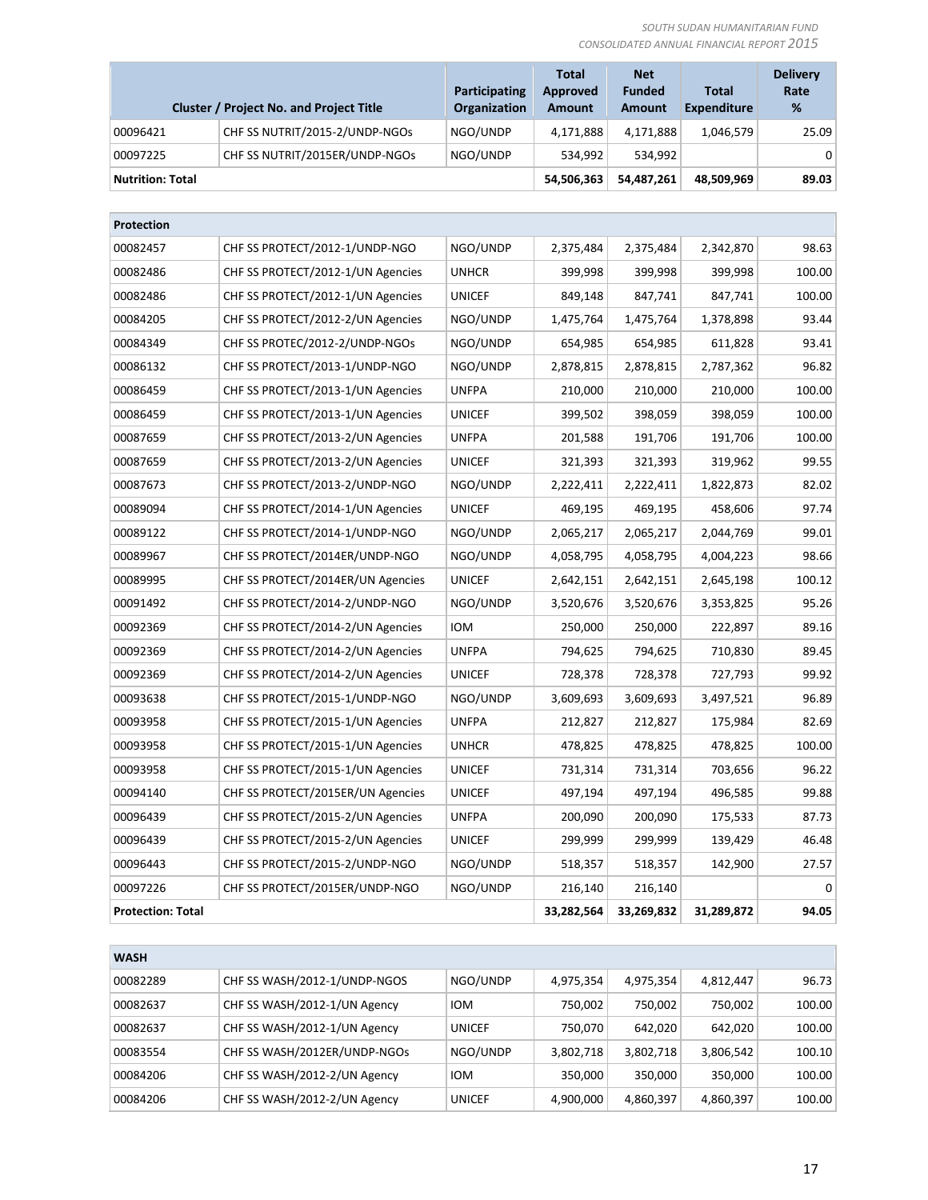| Cluster / Project No. and Project Title | | Participating Organization | Total Approved Amount | Net Funded Amount | Total Expenditure | Delivery Rate % |
|---|---|---|---|---|---|---|
| 00096421 | CHF SS NUTRIT/2015-2/UNDP-NGOs | NGO/UNDP | 4,171,888 | 4,171,888 | 1,046,579 | 25.09 |
| 00097225 | CHF SS NUTRIT/2015ER/UNDP-NGOs | NGO/UNDP | 534,992 | 534,992 | | 0 |
| **Nutrition: Total** | | | **54,506,363** | **54,487,261** | **48,509,969** | **89.03** |
| **Protection** | | | | | | |
| 00082457 | CHF SS PROTECT/2012-1/UNDP-NGO | NGO/UNDP | 2,375,484 | 2,375,484 | 2,342,870 | 98.63 |
| 00082486 | CHF SS PROTECT/2012-1/UN Agencies | UNHCR | 399,998 | 399,998 | 399,998 | 100.00 |
| 00082486 | CHF SS PROTECT/2012-1/UN Agencies | UNICEF | 849,148 | 847,741 | 847,741 | 100.00 |
| 00084205 | CHF SS PROTECT/2012-2/UN Agencies | NGO/UNDP | 1,475,764 | 1,475,764 | 1,378,898 | 93.44 |
| 00084349 | CHF SS PROTEC/2012-2/UNDP-NGOs | NGO/UNDP | 654,985 | 654,985 | 611,828 | 93.41 |
| 00086132 | CHF SS PROTECT/2013-1/UNDP-NGO | NGO/UNDP | 2,878,815 | 2,878,815 | 2,787,362 | 96.82 |
| 00086459 | CHF SS PROTECT/2013-1/UN Agencies | UNFPA | 210,000 | 210,000 | 210,000 | 100.00 |
| 00086459 | CHF SS PROTECT/2013-1/UN Agencies | UNICEF | 399,502 | 398,059 | 398,059 | 100.00 |
| 00087659 | CHF SS PROTECT/2013-2/UN Agencies | UNFPA | 201,588 | 191,706 | 191,706 | 100.00 |
| 00087659 | CHF SS PROTECT/2013-2/UN Agencies | UNICEF | 321,393 | 321,393 | 319,962 | 99.55 |
| 00087673 | CHF SS PROTECT/2013-2/UNDP-NGO | NGO/UNDP | 2,222,411 | 2,222,411 | 1,822,873 | 82.02 |
| 00089094 | CHF SS PROTECT/2014-1/UN Agencies | UNICEF | 469,195 | 469,195 | 458,606 | 97.74 |
| 00089122 | CHF SS PROTECT/2014-1/UNDP-NGO | NGO/UNDP | 2,065,217 | 2,065,217 | 2,044,769 | 99.01 |
| 00089967 | CHF SS PROTECT/2014ER/UNDP-NGO | NGO/UNDP | 4,058,795 | 4,058,795 | 4,004,223 | 98.66 |
| 00089995 | CHF SS PROTECT/2014ER/UN Agencies | UNICEF | 2,642,151 | 2,642,151 | 2,645,198 | 100.12 |
| 00091492 | CHF SS PROTECT/2014-2/UNDP-NGO | NGO/UNDP | 3,520,676 | 3,520,676 | 3,353,825 | 95.26 |
| 00092369 | CHF SS PROTECT/2014-2/UN Agencies | IOM | 250,000 | 250,000 | 222,897 | 89.16 |
| 00092369 | CHF SS PROTECT/2014-2/UN Agencies | UNFPA | 794,625 | 794,625 | 710,830 | 89.45 |
| 00092369 | CHF SS PROTECT/2014-2/UN Agencies | UNICEF | 728,378 | 728,378 | 727,793 | 99.92 |
| 00093638 | CHF SS PROTECT/2015-1/UNDP-NGO | NGO/UNDP | 3,609,693 | 3,609,693 | 3,497,521 | 96.89 |
| 00093958 | CHF SS PROTECT/2015-1/UN Agencies | UNFPA | 212,827 | 212,827 | 175,984 | 82.69 |
| 00093958 | CHF SS PROTECT/2015-1/UN Agencies | UNHCR | 478,825 | 478,825 | 478,825 | 100.00 |
| 00093958 | CHF SS PROTECT/2015-1/UN Agencies | UNICEF | 731,314 | 731,314 | 703,656 | 96.22 |
| 00094140 | CHF SS PROTECT/2015ER/UN Agencies | UNICEF | 497,194 | 497,194 | 496,585 | 99.88 |
| 00096439 | CHF SS PROTECT/2015-2/UN Agencies | UNFPA | 200,090 | 200,090 | 175,533 | 87.73 |
| 00096439 | CHF SS PROTECT/2015-2/UN Agencies | UNICEF | 299,999 | 299,999 | 139,429 | 46.48 |
| 00096443 | CHF SS PROTECT/2015-2/UNDP-NGO | NGO/UNDP | 518,357 | 518,357 | 142,900 | 27.57 |
| 00097226 | CHF SS PROTECT/2015ER/UNDP-NGO | NGO/UNDP | 216,140 | 216,140 | | 0 |
| **Protection: Total** | | | **33,282,564** | **33,269,832** | **31,289,872** | **94.05** |
| **WASH** | | | | | | |
| 00082289 | CHF SS WASH/2012-1/UNDP-NGOS | NGO/UNDP | 4,975,354 | 4,975,354 | 4,812,447 | 96.73 |
| 00082637 | CHF SS WASH/2012-1/UN Agency | IOM | 750,002 | 750,002 | 750,002 | 100.00 |
| 00082637 | CHF SS WASH/2012-1/UN Agency | UNICEF | 750,070 | 642,020 | 642,020 | 100.00 |
| 00083554 | CHF SS WASH/2012ER/UNDP-NGOs | NGO/UNDP | 3,802,718 | 3,802,718 | 3,806,542 | 100.10 |
| 00084206 | CHF SS WASH/2012-2/UN Agency | IOM | 350,000 | 350,000 | 350,000 | 100.00 |
| 00084206 | CHF SS WASH/2012-2/UN Agency | UNICEF | 4,900,000 | 4,860,397 | 4,860,397 | 100.00 |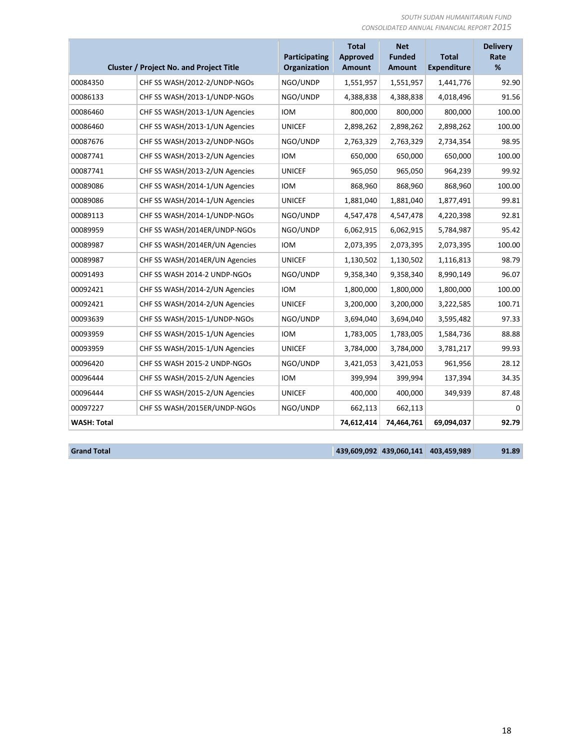| Cluster / Project No. and Project Title | | Participating Organization | Total Approved Amount | Net Funded Amount | Total Expenditure | Delivery Rate % |
|---|---|---|---|---|---|---|
| 00084350 | CHF SS WASH/2012-2/UNDP-NGOs | NGO/UNDP | 1,551,957 | 1,551,957 | 1,441,776 | 92.90 |
| 00086133 | CHF SS WASH/2013-1/UNDP-NGOs | NGO/UNDP | 4,388,838 | 4,388,838 | 4,018,496 | 91.56 |
| 00086460 | CHF SS WASH/2013-1/UN Agencies | IOM | 800,000 | 800,000 | 800,000 | 100.00 |
| 00086460 | CHF SS WASH/2013-1/UN Agencies | UNICEF | 2,898,262 | 2,898,262 | 2,898,262 | 100.00 |
| 00087676 | CHF SS WASH/2013-2/UNDP-NGOs | NGO/UNDP | 2,763,329 | 2,763,329 | 2,734,354 | 98.95 |
| 00087741 | CHF SS WASH/2013-2/UN Agencies | IOM | 650,000 | 650,000 | 650,000 | 100.00 |
| 00087741 | CHF SS WASH/2013-2/UN Agencies | UNICEF | 965,050 | 965,050 | 964,239 | 99.92 |
| 00089086 | CHF SS WASH/2014-1/UN Agencies | IOM | 868,960 | 868,960 | 868,960 | 100.00 |
| 00089086 | CHF SS WASH/2014-1/UN Agencies | UNICEF | 1,881,040 | 1,881,040 | 1,877,491 | 99.81 |
| 00089113 | CHF SS WASH/2014-1/UNDP-NGOs | NGO/UNDP | 4,547,478 | 4,547,478 | 4,220,398 | 92.81 |
| 00089959 | CHF SS WASH/2014ER/UNDP-NGOs | NGO/UNDP | 6,062,915 | 6,062,915 | 5,784,987 | 95.42 |
| 00089987 | CHF SS WASH/2014ER/UN Agencies | IOM | 2,073,395 | 2,073,395 | 2,073,395 | 100.00 |
| 00089987 | CHF SS WASH/2014ER/UN Agencies | UNICEF | 1,130,502 | 1,130,502 | 1,116,813 | 98.79 |
| 00091493 | CHF SS WASH 2014-2 UNDP-NGOs | NGO/UNDP | 9,358,340 | 9,358,340 | 8,990,149 | 96.07 |
| 00092421 | CHF SS WASH/2014-2/UN Agencies | IOM | 1,800,000 | 1,800,000 | 1,800,000 | 100.00 |
| 00092421 | CHF SS WASH/2014-2/UN Agencies | UNICEF | 3,200,000 | 3,200,000 | 3,222,585 | 100.71 |
| 00093639 | CHF SS WASH/2015-1/UNDP-NGOs | NGO/UNDP | 3,694,040 | 3,694,040 | 3,595,482 | 97.33 |
| 00093959 | CHF SS WASH/2015-1/UN Agencies | IOM | 1,783,005 | 1,783,005 | 1,584,736 | 88.88 |
| 00093959 | CHF SS WASH/2015-1/UN Agencies | UNICEF | 3,784,000 | 3,784,000 | 3,781,217 | 99.93 |
| 00096420 | CHF SS WASH 2015-2 UNDP-NGOs | NGO/UNDP | 3,421,053 | 3,421,053 | 961,956 | 28.12 |
| 00096444 | CHF SS WASH/2015-2/UN Agencies | IOM | 399,994 | 399,994 | 137,394 | 34.35 |
| 00096444 | CHF SS WASH/2015-2/UN Agencies | UNICEF | 400,000 | 400,000 | 349,939 | 87.48 |
| 00097227 | CHF SS WASH/2015ER/UNDP-NGOs | NGO/UNDP | 662,113 | 662,113 | | 0 |
| **WASH: Total** | | | **74,612,414** | **74,464,761** | **69,094,037** | **92.79** |

| **Grand Total** | | | **439,609,092** | **439,060,141** | **403,459,989** | **91.89** |
|---|---|---|---|---|---|---|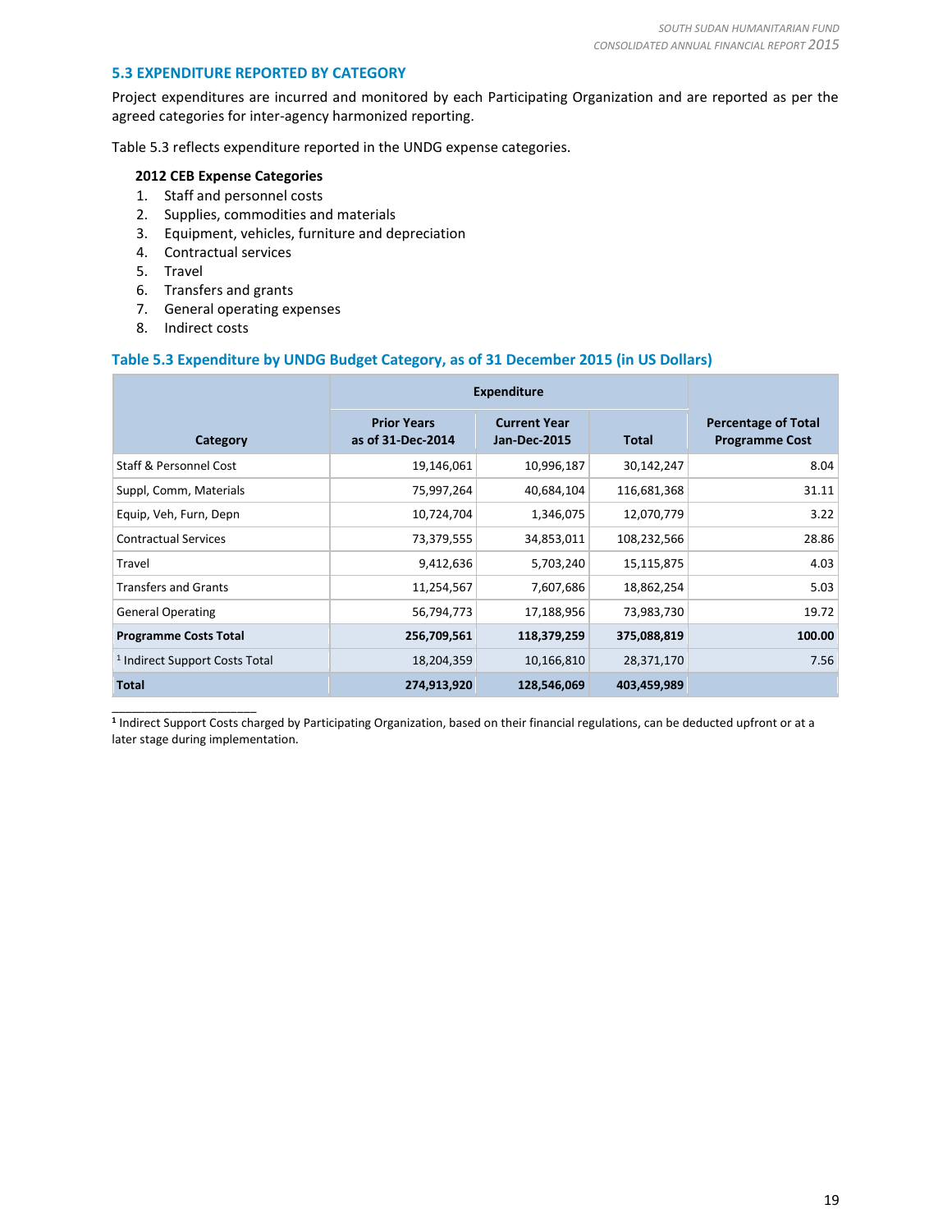### 5.3 EXPENDITURE REPORTED BY CATEGORY

Project expenditures are incurred and monitored by each Participating Organization and are reported as per the agreed categories for inter-agency harmonized reporting.

Table 5.3 reflects expenditure reported in the UNDG expense categories.

**2012 CEB Expense Categories**

1. Staff and personnel costs
2. Supplies, commodities and materials
3. Equipment, vehicles, furniture and depreciation
4. Contractual services
5. Travel
6. Transfers and grants
7. General operating expenses
8. Indirect costs

**Table 5.3 Expenditure by UNDG Budget Category, as of 31 December 2015 (in US Dollars)**

| Category | Expenditure | | | Percentage of Total Programme Cost |
|---|---|---|---|---|
| | Prior Years as of 31-Dec-2014 | Current Year Jan-Dec-2015 | Total | |
| Staff & Personnel Cost | 19,146,061 | 10,996,187 | 30,142,247 | 8.04 |
| Suppl, Comm, Materials | 75,997,264 | 40,684,104 | 116,681,368 | 31.11 |
| Equip, Veh, Furn, Depn | 10,724,704 | 1,346,075 | 12,070,779 | 3.22 |
| Contractual Services | 73,379,555 | 34,853,011 | 108,232,566 | 28.86 |
| Travel | 9,412,636 | 5,703,240 | 15,115,875 | 4.03 |
| Transfers and Grants | 11,254,567 | 7,607,686 | 18,862,254 | 5.03 |
| General Operating | 56,794,773 | 17,188,956 | 73,983,730 | 19.72 |
| **Programme Costs Total** | **256,709,561** | **118,379,259** | **375,088,819** | **100.00** |
| [1] Indirect Support Costs Total | 18,204,359 | 10,166,810 | 28,371,170 | 7.56 |
| **Total** | **274,913,920** | **128,546,069** | **403,459,989** | |

[1] Indirect Support Costs charged by Participating Organization, based on their financial regulations, can be deducted upfront or at a later stage during implementation.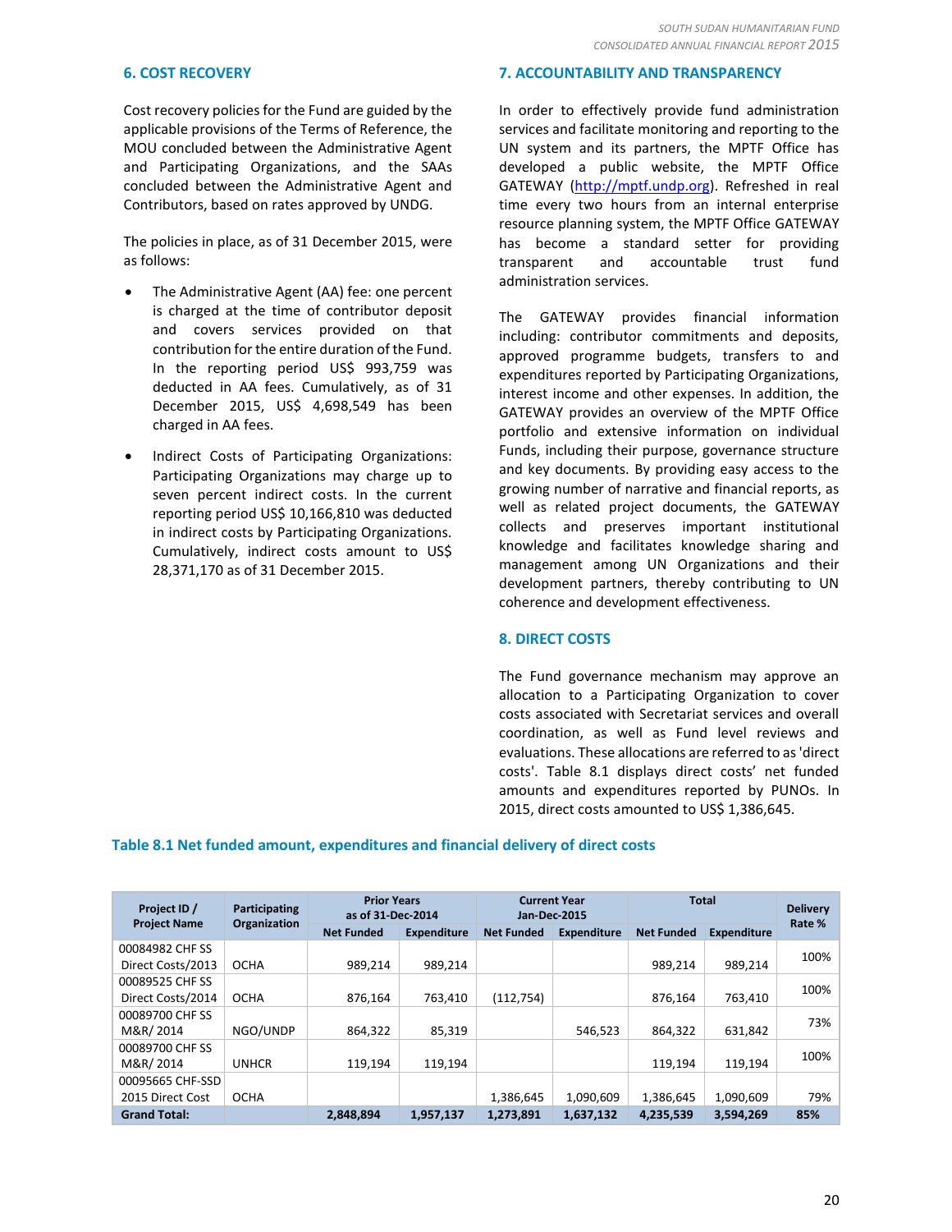## 6. COST RECOVERY

Cost recovery policies for the Fund are guided by the applicable provisions of the Terms of Reference, the MOU concluded between the Administrative Agent and Participating Organizations, and the SAAs concluded between the Administrative Agent and Contributors, based on rates approved by UNDG.

The policies in place, as of 31 December 2015, were as follows:

- The Administrative Agent (AA) fee: one percent is charged at the time of contributor deposit and covers services provided on that contribution for the entire duration of the Fund. In the reporting period US$ 993,759 was deducted in AA fees. Cumulatively, as of 31 December 2015, US$ 4,698,549 has been charged in AA fees.
- Indirect Costs of Participating Organizations: Participating Organizations may charge up to seven percent indirect costs. In the current reporting period US$ 10,166,810 was deducted in indirect costs by Participating Organizations. Cumulatively, indirect costs amount to US$ 28,371,170 as of 31 December 2015.

## 7. ACCOUNTABILITY AND TRANSPARENCY

In order to effectively provide fund administration services and facilitate monitoring and reporting to the UN system and its partners, the MPTF Office has developed a public website, the MPTF Office GATEWAY (http://mptf.undp.org). Refreshed in real time every two hours from an internal enterprise resource planning system, the MPTF Office GATEWAY has become a standard setter for providing transparent and accountable trust fund administration services.

The GATEWAY provides financial information including: contributor commitments and deposits, approved programme budgets, transfers to and expenditures reported by Participating Organizations, interest income and other expenses. In addition, the GATEWAY provides an overview of the MPTF Office portfolio and extensive information on individual Funds, including their purpose, governance structure and key documents. By providing easy access to the growing number of narrative and financial reports, as well as related project documents, the GATEWAY collects and preserves important institutional knowledge and facilitates knowledge sharing and management among UN Organizations and their development partners, thereby contributing to UN coherence and development effectiveness.

## 8. DIRECT COSTS

The Fund governance mechanism may approve an allocation to a Participating Organization to cover costs associated with Secretariat services and overall coordination, as well as Fund level reviews and evaluations. These allocations are referred to as 'direct costs'. Table 8.1 displays direct costs' net funded amounts and expenditures reported by PUNOs. In 2015, direct costs amounted to US$ 1,386,645.

### Table 8.1 Net funded amount, expenditures and financial delivery of direct costs

| Project ID / Project Name | Participating Organization | Prior Years as of 31-Dec-2014 | | Current Year Jan-Dec-2015 | | Total | | Delivery Rate % |
|---|---|---|---|---|---|---|---|---|
| | | Net Funded | Expenditure | Net Funded | Expenditure | Net Funded | Expenditure | |
| 00084982 CHF SS Direct Costs/2013 | OCHA | 989,214 | 989,214 | | | 989,214 | 989,214 | 100% |
| 00089525 CHF SS Direct Costs/2014 | OCHA | 876,164 | 763,410 | (112,754) | | 876,164 | 763,410 | 100% |
| 00089700 CHF SS M&R/ 2014 | NGO/UNDP | 864,322 | 85,319 | | 546,523 | 864,322 | 631,842 | 73% |
| 00089700 CHF SS M&R/ 2014 | UNHCR | 119,194 | 119,194 | | | 119,194 | 119,194 | 100% |
| 00095665 CHF-SSD 2015 Direct Cost | OCHA | | | 1,386,645 | 1,090,609 | 1,386,645 | 1,090,609 | 79% |
| **Grand Total:** | | **2,848,894** | **1,957,137** | **1,273,891** | **1,637,132** | **4,235,539** | **3,594,269** | **85%** |